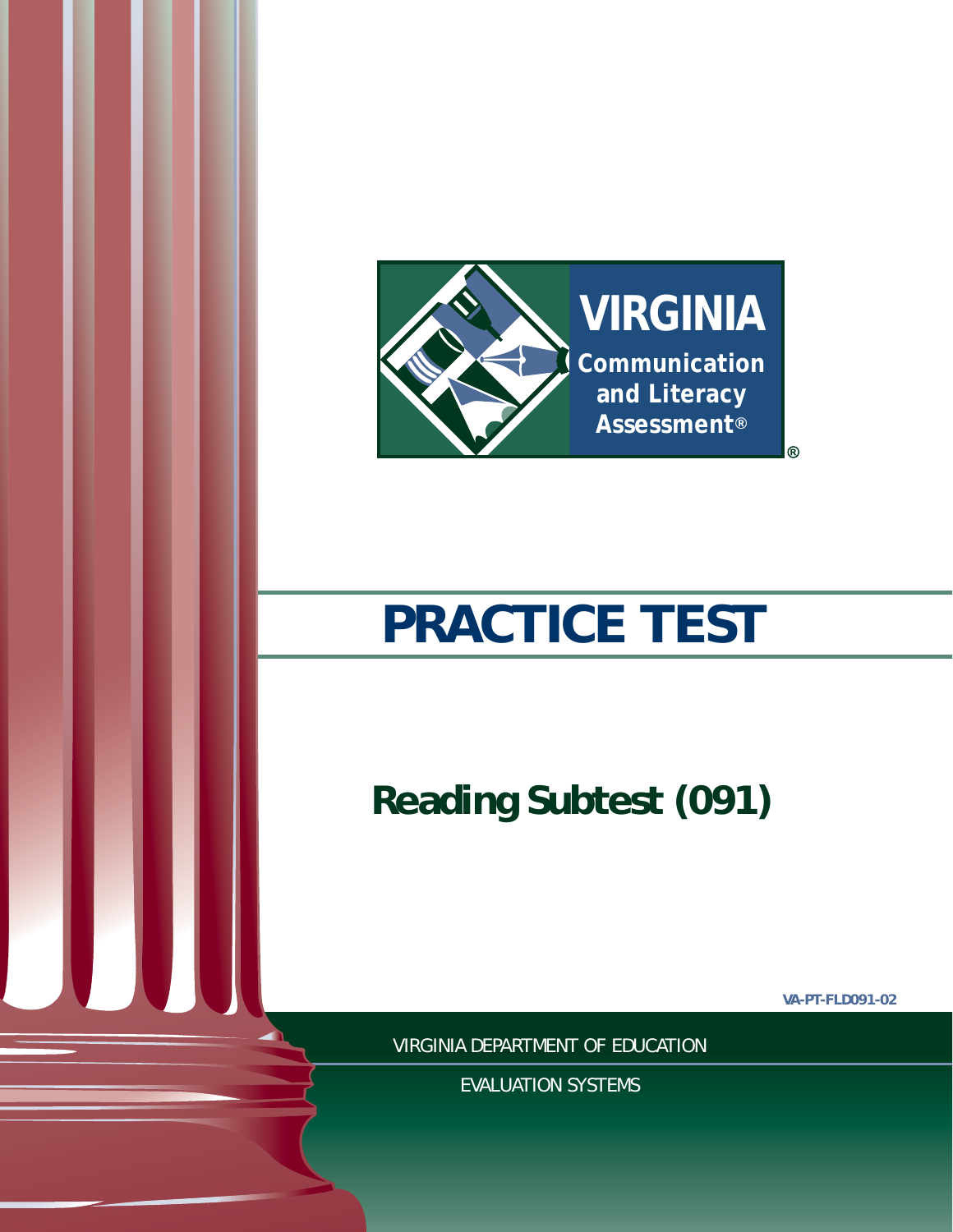VIRGINIA

Communication and Literacy Assessment®

# PRACTICE TEST

## Reading Subtest (091)

VA-PT-FLD091-02

VIRGINIA DEPARTMENT OF EDUCATION

EVALUATION SYSTEMS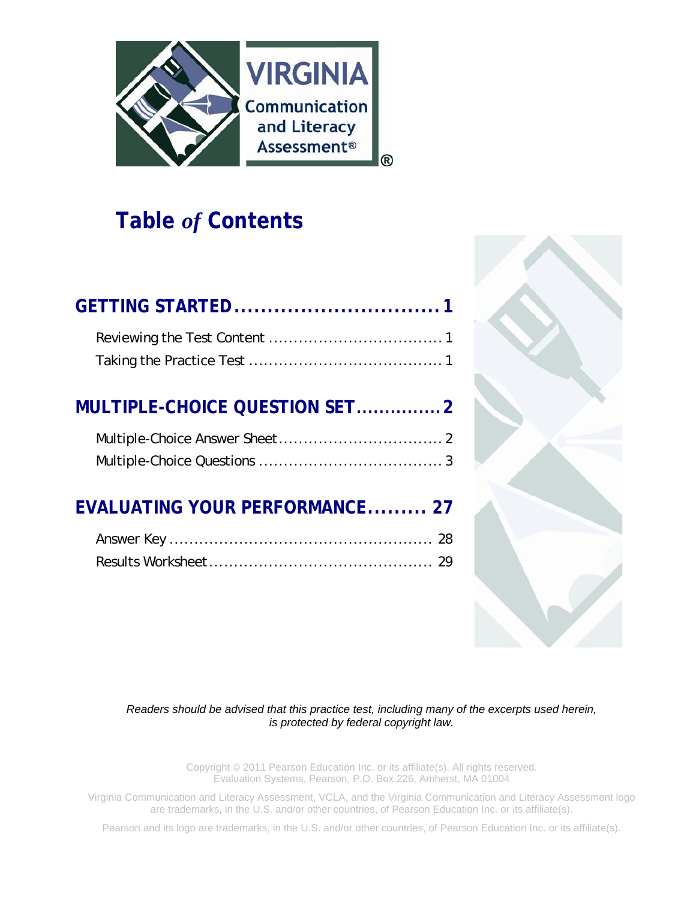VIRGINIA Communication and Literacy Assessment®

# Table *of* Contents

**GETTING STARTED................................1**

Reviewing the Test Content .................................. 1

Taking the Practice Test ...................................... 1

**MULTIPLE-CHOICE QUESTION SET...............2**

Multiple-Choice Answer Sheet................................ 2

Multiple-Choice Questions .................................... 3

**EVALUATING YOUR PERFORMANCE......... 27**

Answer Key .................................................... 28

Results Worksheet............................................ 29

*Readers should be advised that this practice test, including many of the excerpts used herein, is protected by federal copyright law.*

Copyright © 2011 Pearson Education Inc. or its affiliate(s). All rights reserved.
Evaluation Systems, Pearson, P.O. Box 226, Amherst, MA 01004

Virginia Communication and Literacy Assessment, VCLA, and the Virginia Communication and Literacy Assessment logo are trademarks, in the U.S. and/or other countries, of Pearson Education Inc. or its affiliate(s).

Pearson and its logo are trademarks, in the U.S. and/or other countries, of Pearson Education Inc. or its affiliate(s).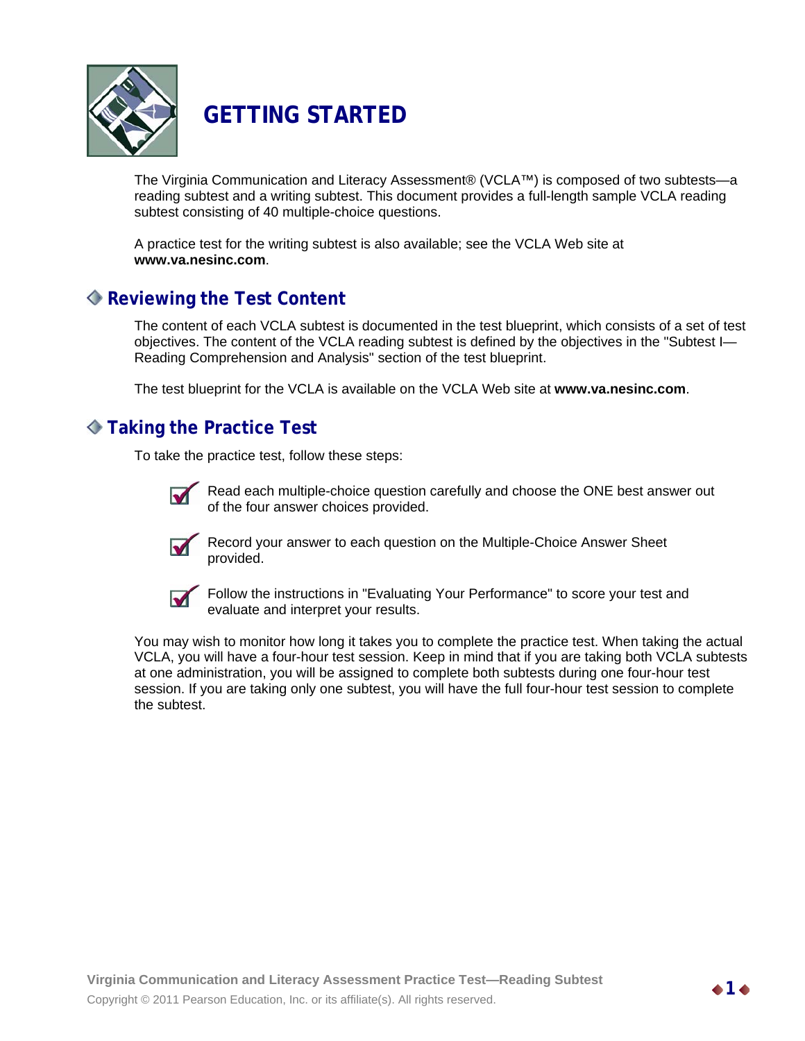# GETTING STARTED

The Virginia Communication and Literacy Assessment® (VCLA™) is composed of two subtests—a reading subtest and a writing subtest. This document provides a full-length sample VCLA reading subtest consisting of 40 multiple-choice questions.

A practice test for the writing subtest is also available; see the VCLA Web site at **www.va.nesinc.com**.

## Reviewing the Test Content

The content of each VCLA subtest is documented in the test blueprint, which consists of a set of test objectives. The content of the VCLA reading subtest is defined by the objectives in the "Subtest I—Reading Comprehension and Analysis" section of the test blueprint.

The test blueprint for the VCLA is available on the VCLA Web site at **www.va.nesinc.com**.

## Taking the Practice Test

To take the practice test, follow these steps:

- Read each multiple-choice question carefully and choose the ONE best answer out of the four answer choices provided.
- Record your answer to each question on the Multiple-Choice Answer Sheet provided.
- Follow the instructions in "Evaluating Your Performance" to score your test and evaluate and interpret your results.

You may wish to monitor how long it takes you to complete the practice test. When taking the actual VCLA, you will have a four-hour test session. Keep in mind that if you are taking both VCLA subtests at one administration, you will be assigned to complete both subtests during one four-hour test session. If you are taking only one subtest, you will have the full four-hour test session to complete the subtest.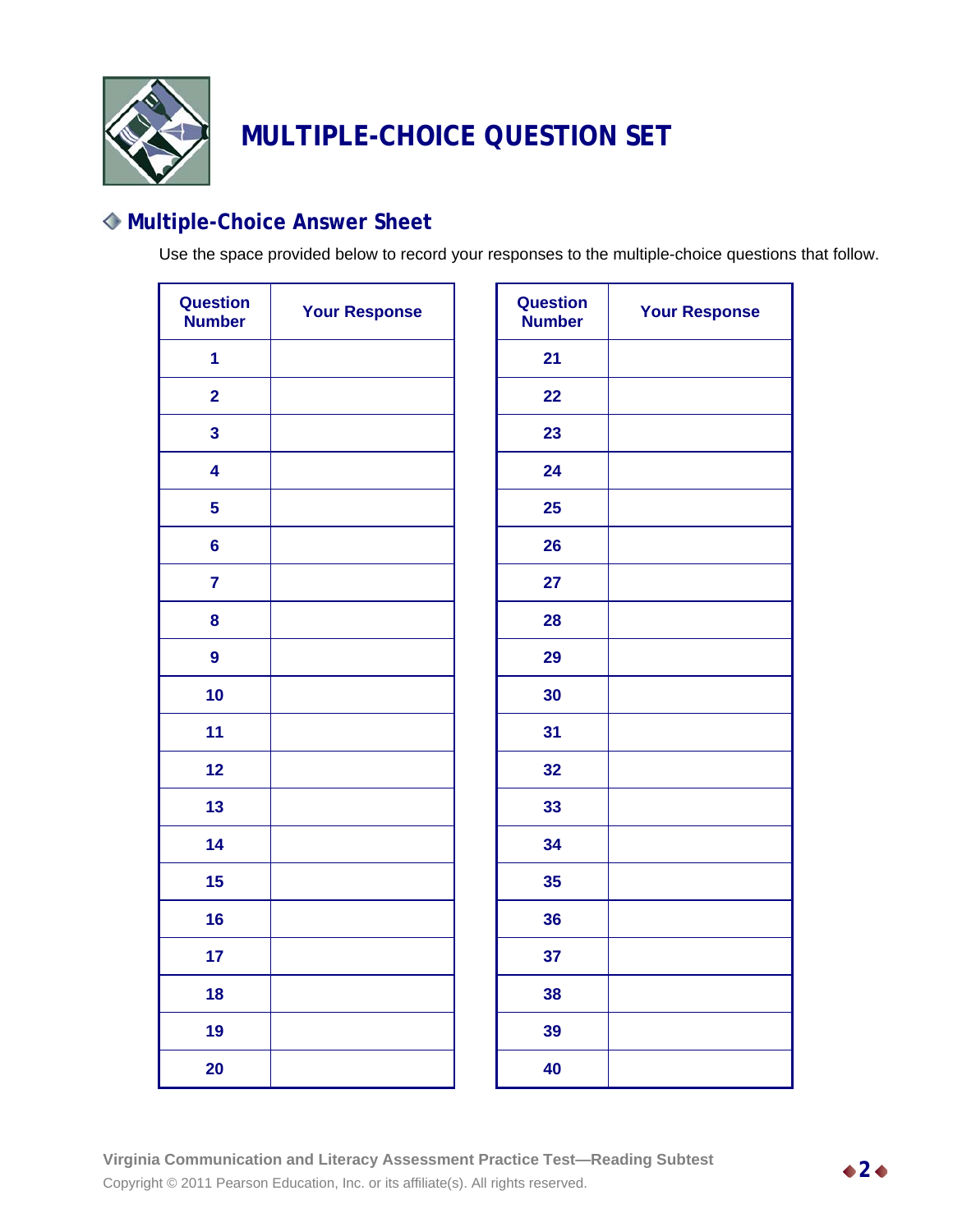# MULTIPLE-CHOICE QUESTION SET

## Multiple-Choice Answer Sheet

Use the space provided below to record your responses to the multiple-choice questions that follow.

| Question Number | Your Response |
|---|---|
| 1 | |
| 2 | |
| 3 | |
| 4 | |
| 5 | |
| 6 | |
| 7 | |
| 8 | |
| 9 | |
| 10 | |
| 11 | |
| 12 | |
| 13 | |
| 14 | |
| 15 | |
| 16 | |
| 17 | |
| 18 | |
| 19 | |
| 20 | |

| Question Number | Your Response |
|---|---|
| 21 | |
| 22 | |
| 23 | |
| 24 | |
| 25 | |
| 26 | |
| 27 | |
| 28 | |
| 29 | |
| 30 | |
| 31 | |
| 32 | |
| 33 | |
| 34 | |
| 35 | |
| 36 | |
| 37 | |
| 38 | |
| 39 | |
| 40 | |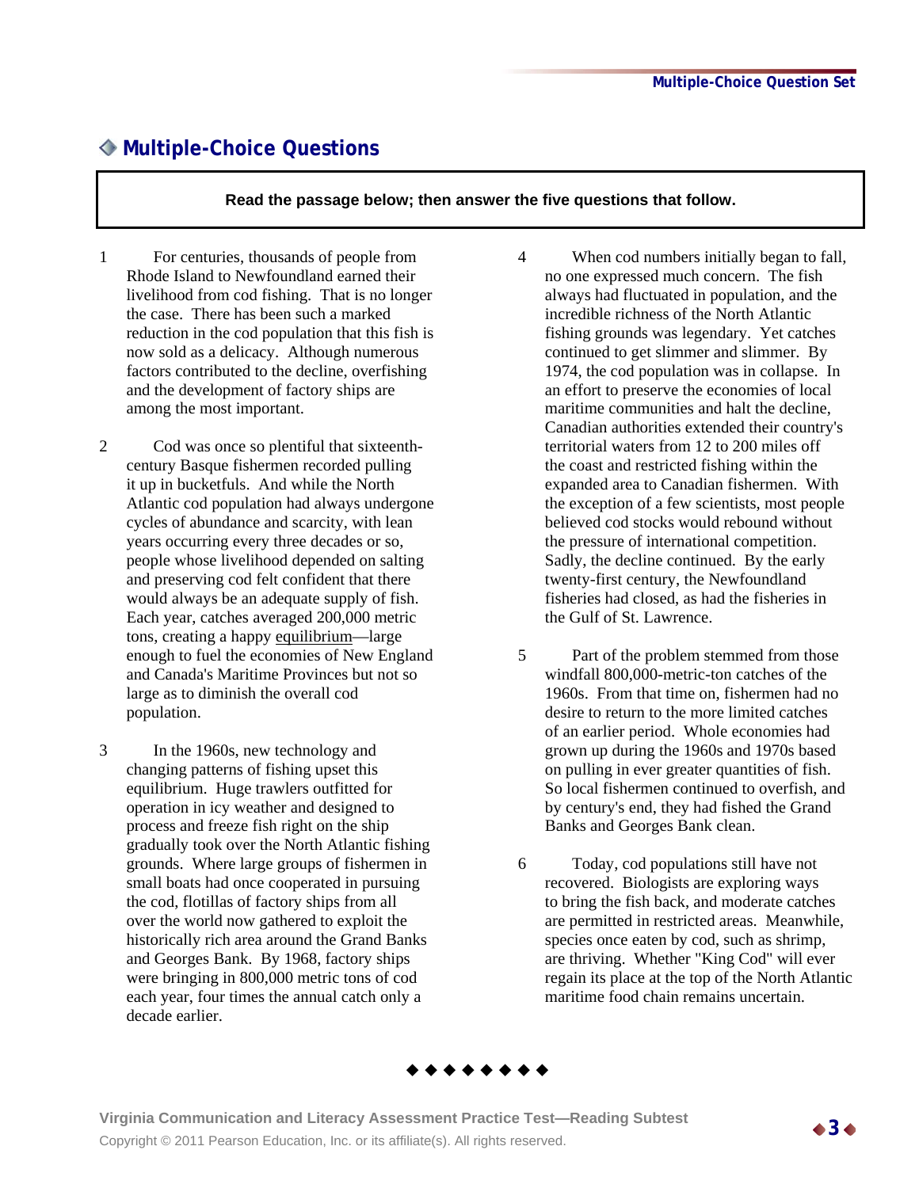## ◆ Multiple-Choice Questions

**Read the passage below; then answer the five questions that follow.**

1 For centuries, thousands of people from Rhode Island to Newfoundland earned their livelihood from cod fishing. That is no longer the case. There has been such a marked reduction in the cod population that this fish is now sold as a delicacy. Although numerous factors contributed to the decline, overfishing and the development of factory ships are among the most important.

2 Cod was once so plentiful that sixteenth-century Basque fishermen recorded pulling it up in bucketfuls. And while the North Atlantic cod population had always undergone cycles of abundance and scarcity, with lean years occurring every three decades or so, people whose livelihood depended on salting and preserving cod felt confident that there would always be an adequate supply of fish. Each year, catches averaged 200,000 metric tons, creating a happy <u>equilibrium</u>—large enough to fuel the economies of New England and Canada's Maritime Provinces but not so large as to diminish the overall cod population.

3 In the 1960s, new technology and changing patterns of fishing upset this equilibrium. Huge trawlers outfitted for operation in icy weather and designed to process and freeze fish right on the ship gradually took over the North Atlantic fishing grounds. Where large groups of fishermen in small boats had once cooperated in pursuing the cod, flotillas of factory ships from all over the world now gathered to exploit the historically rich area around the Grand Banks and Georges Bank. By 1968, factory ships were bringing in 800,000 metric tons of cod each year, four times the annual catch only a decade earlier.

4 When cod numbers initially began to fall, no one expressed much concern. The fish always had fluctuated in population, and the incredible richness of the North Atlantic fishing grounds was legendary. Yet catches continued to get slimmer and slimmer. By 1974, the cod population was in collapse. In an effort to preserve the economies of local maritime communities and halt the decline, Canadian authorities extended their country's territorial waters from 12 to 200 miles off the coast and restricted fishing within the expanded area to Canadian fishermen. With the exception of a few scientists, most people believed cod stocks would rebound without the pressure of international competition. Sadly, the decline continued. By the early twenty-first century, the Newfoundland fisheries had closed, as had the fisheries in the Gulf of St. Lawrence.

5 Part of the problem stemmed from those windfall 800,000-metric-ton catches of the 1960s. From that time on, fishermen had no desire to return to the more limited catches of an earlier period. Whole economies had grown up during the 1960s and 1970s based on pulling in ever greater quantities of fish. So local fishermen continued to overfish, and by century's end, they had fished the Grand Banks and Georges Bank clean.

6 Today, cod populations still have not recovered. Biologists are exploring ways to bring the fish back, and moderate catches are permitted in restricted areas. Meanwhile, species once eaten by cod, such as shrimp, are thriving. Whether "King Cod" will ever regain its place at the top of the North Atlantic maritime food chain remains uncertain.

◆ ◆ ◆ ◆ ◆ ◆ ◆ ◆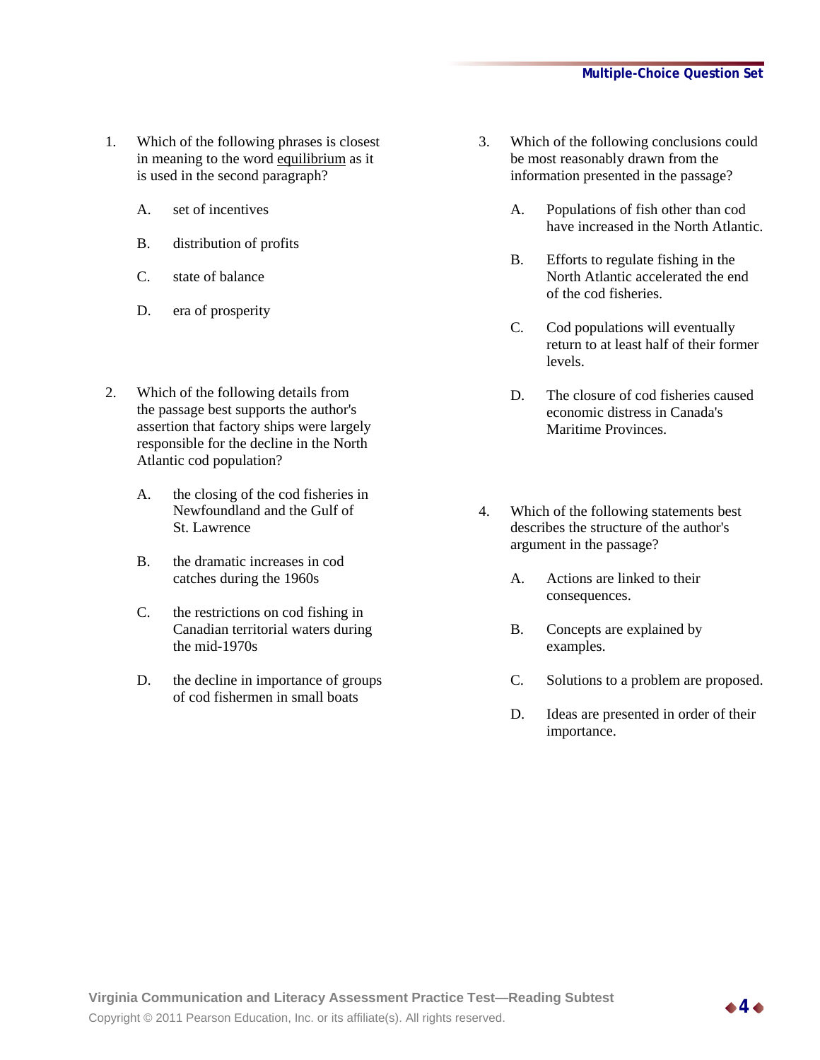1. Which of the following phrases is closest in meaning to the word <u>equilibrium</u> as it is used in the second paragraph?

   A. set of incentives

   B. distribution of profits

   C. state of balance

   D. era of prosperity

2. Which of the following details from the passage best supports the author's assertion that factory ships were largely responsible for the decline in the North Atlantic cod population?

   A. the closing of the cod fisheries in Newfoundland and the Gulf of St. Lawrence

   B. the dramatic increases in cod catches during the 1960s

   C. the restrictions on cod fishing in Canadian territorial waters during the mid-1970s

   D. the decline in importance of groups of cod fishermen in small boats

3. Which of the following conclusions could be most reasonably drawn from the information presented in the passage?

   A. Populations of fish other than cod have increased in the North Atlantic.

   B. Efforts to regulate fishing in the North Atlantic accelerated the end of the cod fisheries.

   C. Cod populations will eventually return to at least half of their former levels.

   D. The closure of cod fisheries caused economic distress in Canada's Maritime Provinces.

4. Which of the following statements best describes the structure of the author's argument in the passage?

   A. Actions are linked to their consequences.

   B. Concepts are explained by examples.

   C. Solutions to a problem are proposed.

   D. Ideas are presented in order of their importance.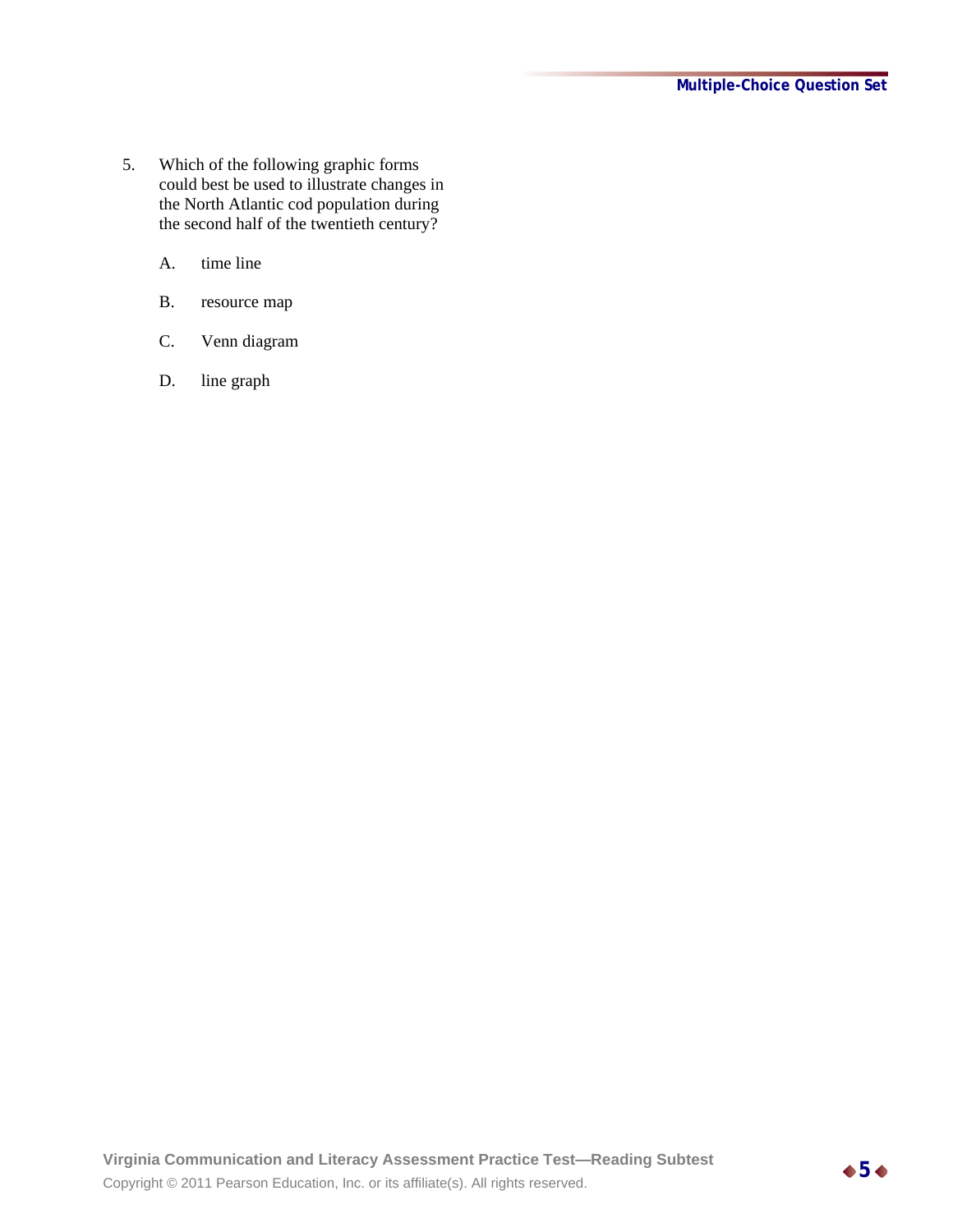5. Which of the following graphic forms could best be used to illustrate changes in the North Atlantic cod population during the second half of the twentieth century?

   A. time line

   B. resource map

   C. Venn diagram

   D. line graph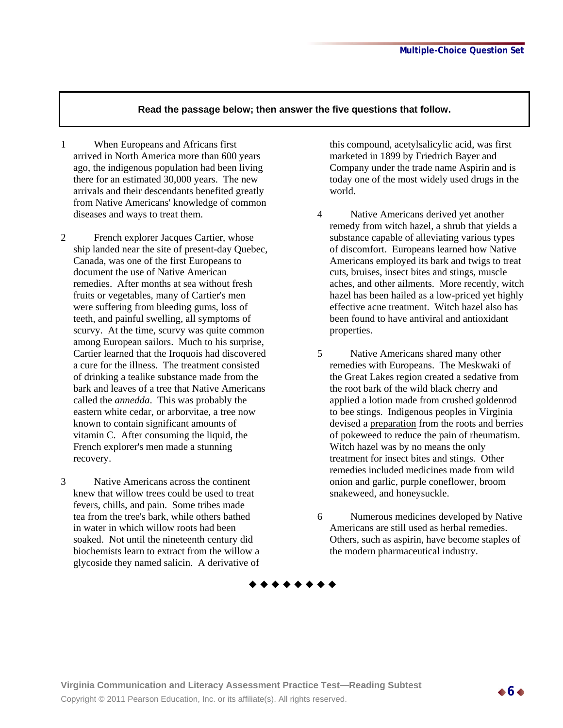**Read the passage below; then answer the five questions that follow.**

1 When Europeans and Africans first arrived in North America more than 600 years ago, the indigenous population had been living there for an estimated 30,000 years. The new arrivals and their descendants benefited greatly from Native Americans' knowledge of common diseases and ways to treat them.

2 French explorer Jacques Cartier, whose ship landed near the site of present-day Quebec, Canada, was one of the first Europeans to document the use of Native American remedies. After months at sea without fresh fruits or vegetables, many of Cartier's men were suffering from bleeding gums, loss of teeth, and painful swelling, all symptoms of scurvy. At the time, scurvy was quite common among European sailors. Much to his surprise, Cartier learned that the Iroquois had discovered a cure for the illness. The treatment consisted of drinking a tealike substance made from the bark and leaves of a tree that Native Americans called the *annedda*. This was probably the eastern white cedar, or arborvitae, a tree now known to contain significant amounts of vitamin C. After consuming the liquid, the French explorer's men made a stunning recovery.

3 Native Americans across the continent knew that willow trees could be used to treat fevers, chills, and pain. Some tribes made tea from the tree's bark, while others bathed in water in which willow roots had been soaked. Not until the nineteenth century did biochemists learn to extract from the willow a glycoside they named salicin. A derivative of this compound, acetylsalicylic acid, was first marketed in 1899 by Friedrich Bayer and Company under the trade name Aspirin and is today one of the most widely used drugs in the world.

4 Native Americans derived yet another remedy from witch hazel, a shrub that yields a substance capable of alleviating various types of discomfort. Europeans learned how Native Americans employed its bark and twigs to treat cuts, bruises, insect bites and stings, muscle aches, and other ailments. More recently, witch hazel has been hailed as a low-priced yet highly effective acne treatment. Witch hazel also has been found to have antiviral and antioxidant properties.

5 Native Americans shared many other remedies with Europeans. The Meskwaki of the Great Lakes region created a sedative from the root bark of the wild black cherry and applied a lotion made from crushed goldenrod to bee stings. Indigenous peoples in Virginia devised a <u>preparation</u> from the roots and berries of pokeweed to reduce the pain of rheumatism. Witch hazel was by no means the only treatment for insect bites and stings. Other remedies included medicines made from wild onion and garlic, purple coneflower, broom snakeweed, and honeysuckle.

6 Numerous medicines developed by Native Americans are still used as herbal remedies. Others, such as aspirin, have become staples of the modern pharmaceutical industry.

◆◆◆◆◆◆◆◆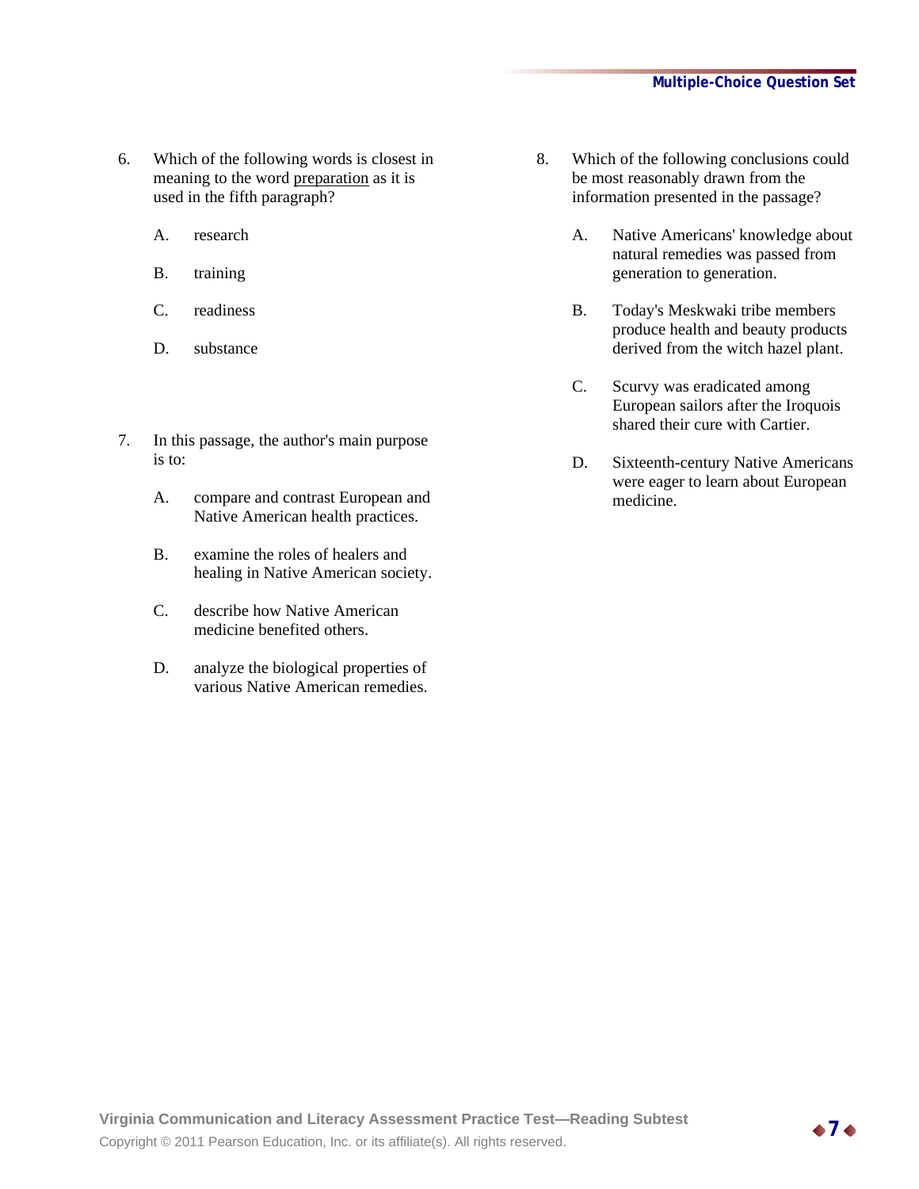6. Which of the following words is closest in meaning to the word preparation as it is used in the fifth paragraph?

   A. research

   B. training

   C. readiness

   D. substance

7. In this passage, the author's main purpose is to:

   A. compare and contrast European and Native American health practices.

   B. examine the roles of healers and healing in Native American society.

   C. describe how Native American medicine benefited others.

   D. analyze the biological properties of various Native American remedies.

8. Which of the following conclusions could be most reasonably drawn from the information presented in the passage?

   A. Native Americans' knowledge about natural remedies was passed from generation to generation.

   B. Today's Meskwaki tribe members produce health and beauty products derived from the witch hazel plant.

   C. Scurvy was eradicated among European sailors after the Iroquois shared their cure with Cartier.

   D. Sixteenth-century Native Americans were eager to learn about European medicine.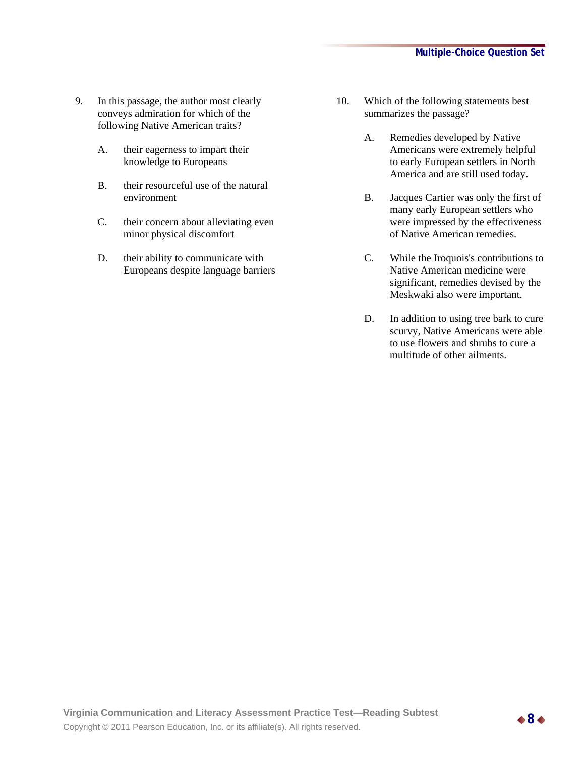9. In this passage, the author most clearly conveys admiration for which of the following Native American traits?

   A. their eagerness to impart their knowledge to Europeans

   B. their resourceful use of the natural environment

   C. their concern about alleviating even minor physical discomfort

   D. their ability to communicate with Europeans despite language barriers

10. Which of the following statements best summarizes the passage?

    A. Remedies developed by Native Americans were extremely helpful to early European settlers in North America and are still used today.

    B. Jacques Cartier was only the first of many early European settlers who were impressed by the effectiveness of Native American remedies.

    C. While the Iroquois's contributions to Native American medicine were significant, remedies devised by the Meskwaki also were important.

    D. In addition to using tree bark to cure scurvy, Native Americans were able to use flowers and shrubs to cure a multitude of other ailments.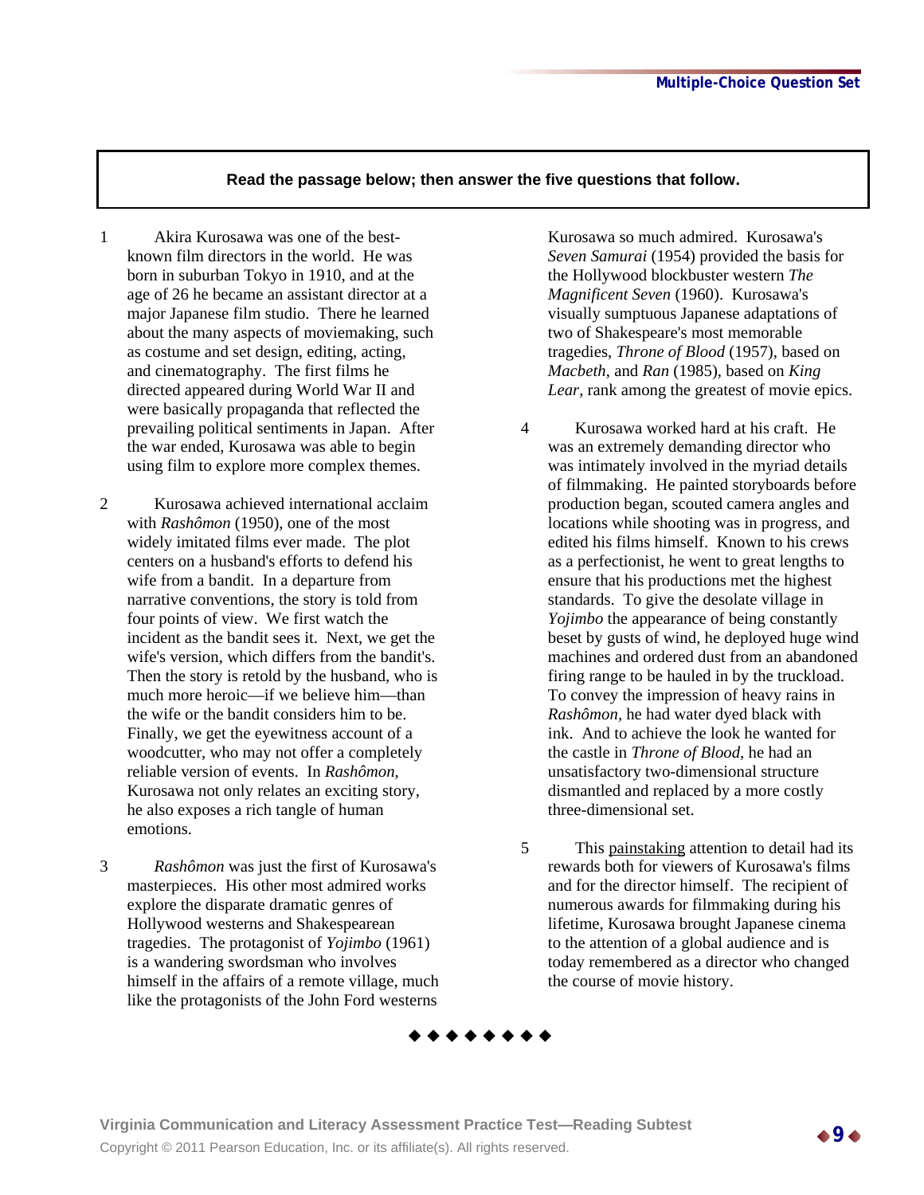**Read the passage below; then answer the five questions that follow.**

1 Akira Kurosawa was one of the best-known film directors in the world. He was born in suburban Tokyo in 1910, and at the age of 26 he became an assistant director at a major Japanese film studio. There he learned about the many aspects of moviemaking, such as costume and set design, editing, acting, and cinematography. The first films he directed appeared during World War II and were basically propaganda that reflected the prevailing political sentiments in Japan. After the war ended, Kurosawa was able to begin using film to explore more complex themes.

2 Kurosawa achieved international acclaim with *Rashômon* (1950), one of the most widely imitated films ever made. The plot centers on a husband's efforts to defend his wife from a bandit. In a departure from narrative conventions, the story is told from four points of view. We first watch the incident as the bandit sees it. Next, we get the wife's version, which differs from the bandit's. Then the story is retold by the husband, who is much more heroic—if we believe him—than the wife or the bandit considers him to be. Finally, we get the eyewitness account of a woodcutter, who may not offer a completely reliable version of events. In *Rashômon*, Kurosawa not only relates an exciting story, he also exposes a rich tangle of human emotions.

3 *Rashômon* was just the first of Kurosawa's masterpieces. His other most admired works explore the disparate dramatic genres of Hollywood westerns and Shakespearean tragedies. The protagonist of *Yojimbo* (1961) is a wandering swordsman who involves himself in the affairs of a remote village, much like the protagonists of the John Ford westerns Kurosawa so much admired. Kurosawa's *Seven Samurai* (1954) provided the basis for the Hollywood blockbuster western *The Magnificent Seven* (1960). Kurosawa's visually sumptuous Japanese adaptations of two of Shakespeare's most memorable tragedies, *Throne of Blood* (1957), based on *Macbeth*, and *Ran* (1985), based on *King Lear*, rank among the greatest of movie epics.

4 Kurosawa worked hard at his craft. He was an extremely demanding director who was intimately involved in the myriad details of filmmaking. He painted storyboards before production began, scouted camera angles and locations while shooting was in progress, and edited his films himself. Known to his crews as a perfectionist, he went to great lengths to ensure that his productions met the highest standards. To give the desolate village in *Yojimbo* the appearance of being constantly beset by gusts of wind, he deployed huge wind machines and ordered dust from an abandoned firing range to be hauled in by the truckload. To convey the impression of heavy rains in *Rashômon*, he had water dyed black with ink. And to achieve the look he wanted for the castle in *Throne of Blood*, he had an unsatisfactory two-dimensional structure dismantled and replaced by a more costly three-dimensional set.

5 This <u>painstaking</u> attention to detail had its rewards both for viewers of Kurosawa's films and for the director himself. The recipient of numerous awards for filmmaking during his lifetime, Kurosawa brought Japanese cinema to the attention of a global audience and is today remembered as a director who changed the course of movie history.

◆ ◆ ◆ ◆ ◆ ◆ ◆ ◆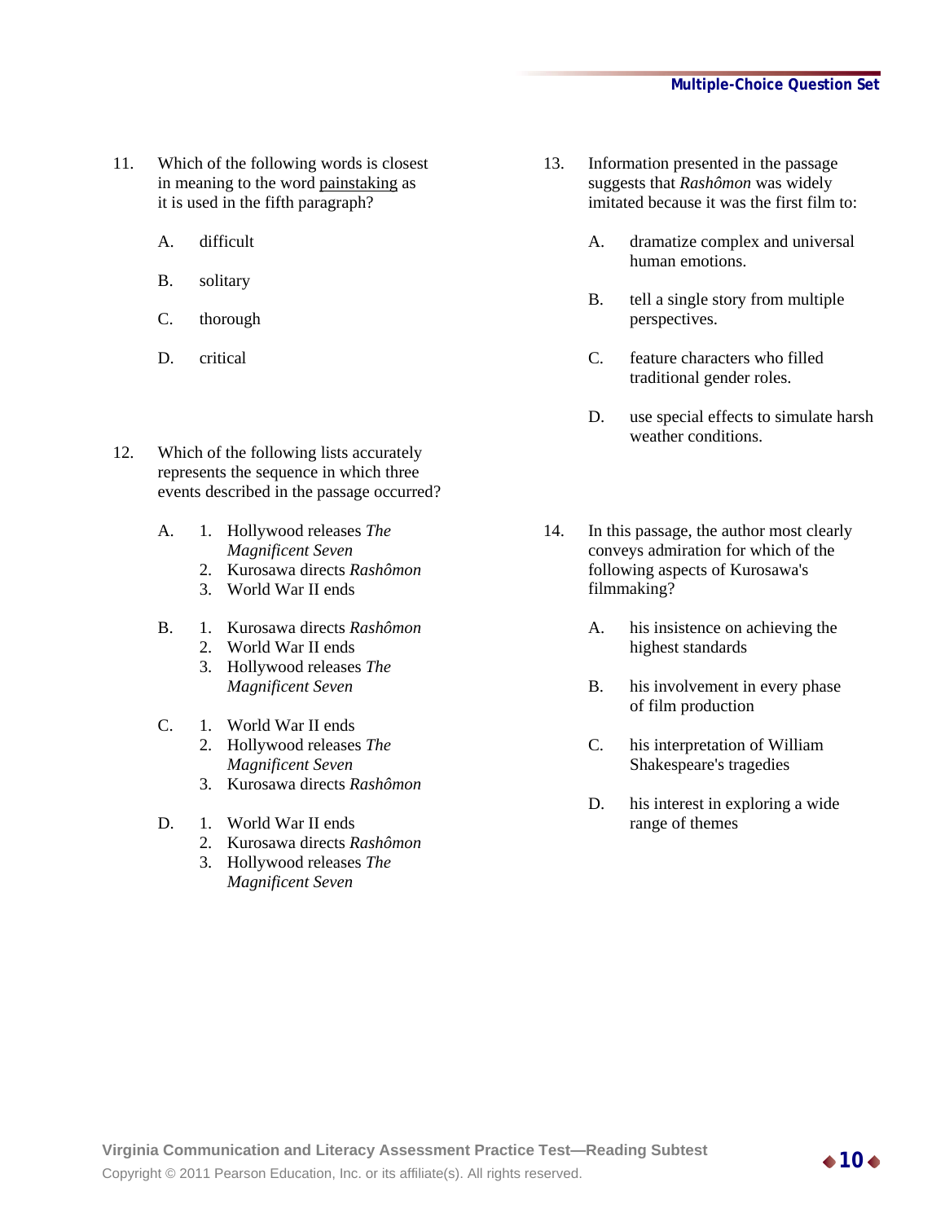11. Which of the following words is closest in meaning to the word <u>painstaking</u> as it is used in the fifth paragraph?

    A. difficult

    B. solitary

    C. thorough

    D. critical

12. Which of the following lists accurately represents the sequence in which three events described in the passage occurred?

    A.
    1. Hollywood releases *The Magnificent Seven*
    2. Kurosawa directs *Rashômon*
    3. World War II ends

    B.
    1. Kurosawa directs *Rashômon*
    2. World War II ends
    3. Hollywood releases *The Magnificent Seven*

    C.
    1. World War II ends
    2. Hollywood releases *The Magnificent Seven*
    3. Kurosawa directs *Rashômon*

    D.
    1. World War II ends
    2. Kurosawa directs *Rashômon*
    3. Hollywood releases *The Magnificent Seven*

13. Information presented in the passage suggests that *Rashômon* was widely imitated because it was the first film to:

    A. dramatize complex and universal human emotions.

    B. tell a single story from multiple perspectives.

    C. feature characters who filled traditional gender roles.

    D. use special effects to simulate harsh weather conditions.

14. In this passage, the author most clearly conveys admiration for which of the following aspects of Kurosawa's filmmaking?

    A. his insistence on achieving the highest standards

    B. his involvement in every phase of film production

    C. his interpretation of William Shakespeare's tragedies

    D. his interest in exploring a wide range of themes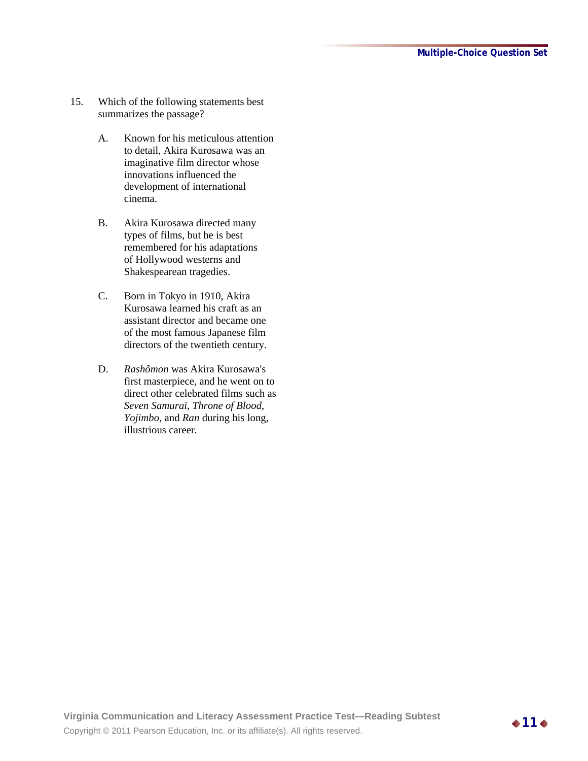15. Which of the following statements best summarizes the passage?

    A. Known for his meticulous attention to detail, Akira Kurosawa was an imaginative film director whose innovations influenced the development of international cinema.

    B. Akira Kurosawa directed many types of films, but he is best remembered for his adaptations of Hollywood westerns and Shakespearean tragedies.

    C. Born in Tokyo in 1910, Akira Kurosawa learned his craft as an assistant director and became one of the most famous Japanese film directors of the twentieth century.

    D. *Rashômon* was Akira Kurosawa's first masterpiece, and he went on to direct other celebrated films such as *Seven Samurai*, *Throne of Blood*, *Yojimbo*, and *Ran* during his long, illustrious career.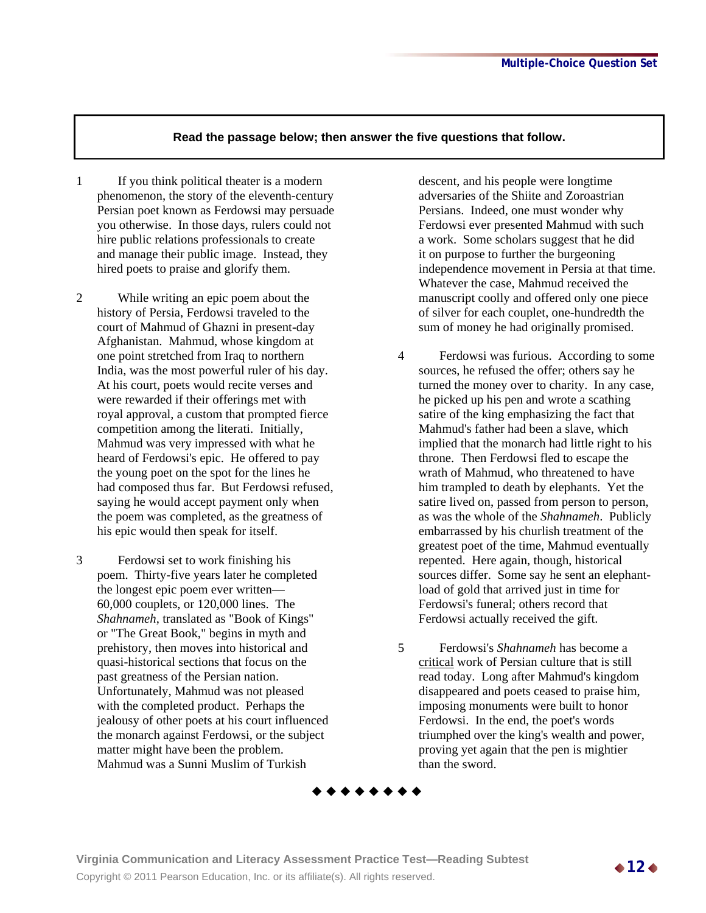**Read the passage below; then answer the five questions that follow.**

1 If you think political theater is a modern phenomenon, the story of the eleventh-century Persian poet known as Ferdowsi may persuade you otherwise. In those days, rulers could not hire public relations professionals to create and manage their public image. Instead, they hired poets to praise and glorify them.

2 While writing an epic poem about the history of Persia, Ferdowsi traveled to the court of Mahmud of Ghazni in present-day Afghanistan. Mahmud, whose kingdom at one point stretched from Iraq to northern India, was the most powerful ruler of his day. At his court, poets would recite verses and were rewarded if their offerings met with royal approval, a custom that prompted fierce competition among the literati. Initially, Mahmud was very impressed with what he heard of Ferdowsi's epic. He offered to pay the young poet on the spot for the lines he had composed thus far. But Ferdowsi refused, saying he would accept payment only when the poem was completed, as the greatness of his epic would then speak for itself.

3 Ferdowsi set to work finishing his poem. Thirty-five years later he completed the longest epic poem ever written—60,000 couplets, or 120,000 lines. The *Shahnameh*, translated as "Book of Kings" or "The Great Book," begins in myth and prehistory, then moves into historical and quasi-historical sections that focus on the past greatness of the Persian nation. Unfortunately, Mahmud was not pleased with the completed product. Perhaps the jealousy of other poets at his court influenced the monarch against Ferdowsi, or the subject matter might have been the problem. Mahmud was a Sunni Muslim of Turkish descent, and his people were longtime adversaries of the Shiite and Zoroastrian Persians. Indeed, one must wonder why Ferdowsi ever presented Mahmud with such a work. Some scholars suggest that he did it on purpose to further the burgeoning independence movement in Persia at that time. Whatever the case, Mahmud received the manuscript coolly and offered only one piece of silver for each couplet, one-hundredth the sum of money he had originally promised.

4 Ferdowsi was furious. According to some sources, he refused the offer; others say he turned the money over to charity. In any case, he picked up his pen and wrote a scathing satire of the king emphasizing the fact that Mahmud's father had been a slave, which implied that the monarch had little right to his throne. Then Ferdowsi fled to escape the wrath of Mahmud, who threatened to have him trampled to death by elephants. Yet the satire lived on, passed from person to person, as was the whole of the *Shahnameh*. Publicly embarrassed by his churlish treatment of the greatest poet of the time, Mahmud eventually repented. Here again, though, historical sources differ. Some say he sent an elephant-load of gold that arrived just in time for Ferdowsi's funeral; others record that Ferdowsi actually received the gift.

5 Ferdowsi's *Shahnameh* has become a <u>critical</u> work of Persian culture that is still read today. Long after Mahmud's kingdom disappeared and poets ceased to praise him, imposing monuments were built to honor Ferdowsi. In the end, the poet's words triumphed over the king's wealth and power, proving yet again that the pen is mightier than the sword.

◆◆◆◆◆◆◆◆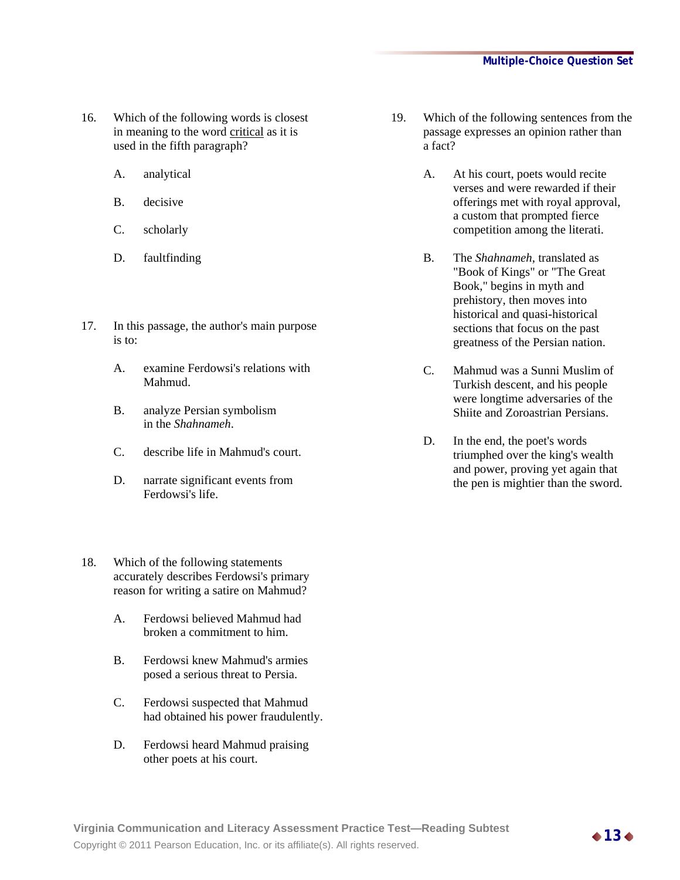16. Which of the following words is closest in meaning to the word <u>critical</u> as it is used in the fifth paragraph?

    A. analytical

    B. decisive

    C. scholarly

    D. faultfinding

17. In this passage, the author's main purpose is to:

    A. examine Ferdowsi's relations with Mahmud.

    B. analyze Persian symbolism in the *Shahnameh*.

    C. describe life in Mahmud's court.

    D. narrate significant events from Ferdowsi's life.

18. Which of the following statements accurately describes Ferdowsi's primary reason for writing a satire on Mahmud?

    A. Ferdowsi believed Mahmud had broken a commitment to him.

    B. Ferdowsi knew Mahmud's armies posed a serious threat to Persia.

    C. Ferdowsi suspected that Mahmud had obtained his power fraudulently.

    D. Ferdowsi heard Mahmud praising other poets at his court.

19. Which of the following sentences from the passage expresses an opinion rather than a fact?

    A. At his court, poets would recite verses and were rewarded if their offerings met with royal approval, a custom that prompted fierce competition among the literati.

    B. The *Shahnameh*, translated as "Book of Kings" or "The Great Book," begins in myth and prehistory, then moves into historical and quasi-historical sections that focus on the past greatness of the Persian nation.

    C. Mahmud was a Sunni Muslim of Turkish descent, and his people were longtime adversaries of the Shiite and Zoroastrian Persians.

    D. In the end, the poet's words triumphed over the king's wealth and power, proving yet again that the pen is mightier than the sword.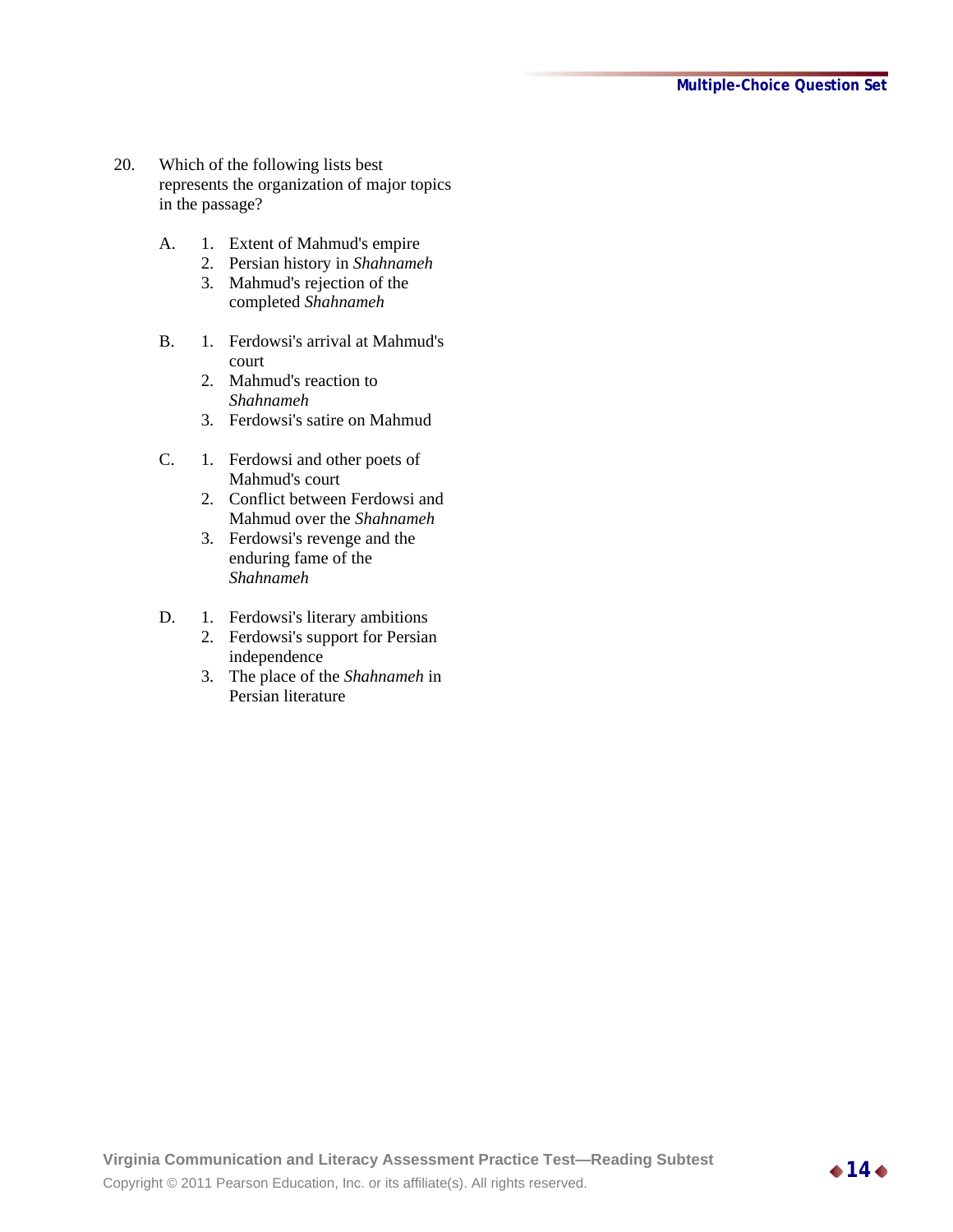20. Which of the following lists best represents the organization of major topics in the passage?

A.
1. Extent of Mahmud's empire
2. Persian history in *Shahnameh*
3. Mahmud's rejection of the completed *Shahnameh*

B.
1. Ferdowsi's arrival at Mahmud's court
2. Mahmud's reaction to *Shahnameh*
3. Ferdowsi's satire on Mahmud

C.
1. Ferdowsi and other poets of Mahmud's court
2. Conflict between Ferdowsi and Mahmud over the *Shahnameh*
3. Ferdowsi's revenge and the enduring fame of the *Shahnameh*

D.
1. Ferdowsi's literary ambitions
2. Ferdowsi's support for Persian independence
3. The place of the *Shahnameh* in Persian literature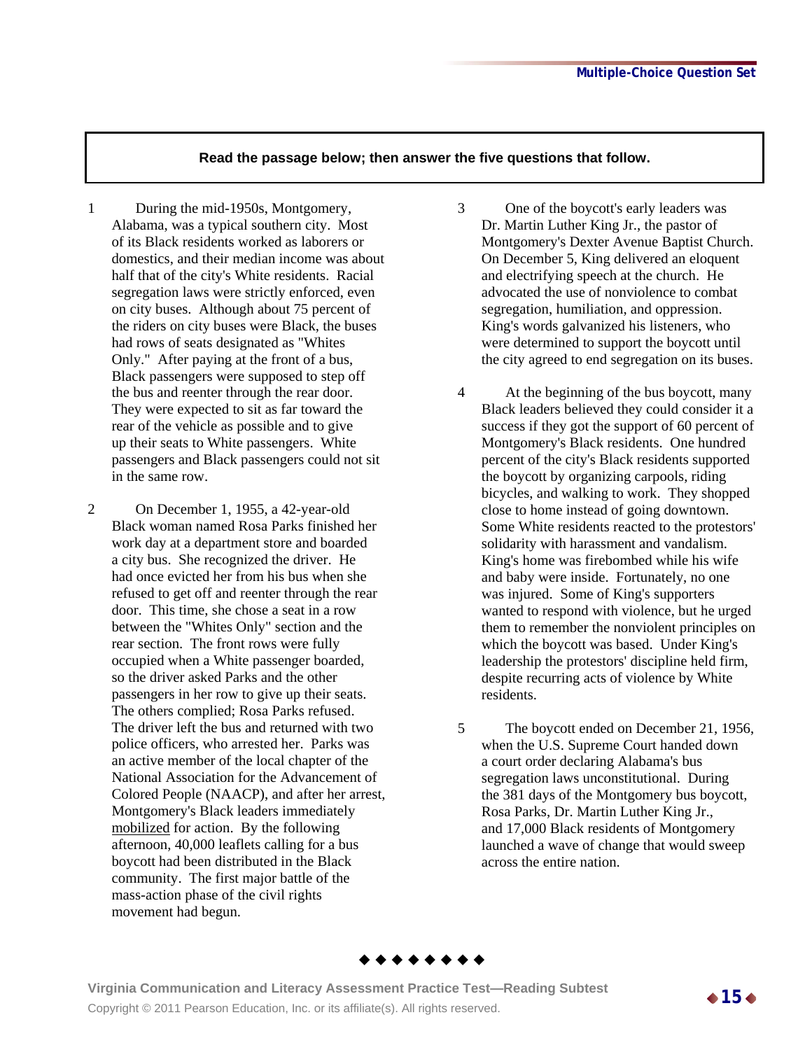**Read the passage below; then answer the five questions that follow.**

1 During the mid-1950s, Montgomery, Alabama, was a typical southern city. Most of its Black residents worked as laborers or domestics, and their median income was about half that of the city's White residents. Racial segregation laws were strictly enforced, even on city buses. Although about 75 percent of the riders on city buses were Black, the buses had rows of seats designated as "Whites Only." After paying at the front of a bus, Black passengers were supposed to step off the bus and reenter through the rear door. They were expected to sit as far toward the rear of the vehicle as possible and to give up their seats to White passengers. White passengers and Black passengers could not sit in the same row.

2 On December 1, 1955, a 42-year-old Black woman named Rosa Parks finished her work day at a department store and boarded a city bus. She recognized the driver. He had once evicted her from his bus when she refused to get off and reenter through the rear door. This time, she chose a seat in a row between the "Whites Only" section and the rear section. The front rows were fully occupied when a White passenger boarded, so the driver asked Parks and the other passengers in her row to give up their seats. The others complied; Rosa Parks refused. The driver left the bus and returned with two police officers, who arrested her. Parks was an active member of the local chapter of the National Association for the Advancement of Colored People (NAACP), and after her arrest, Montgomery's Black leaders immediately <u>mobilized</u> for action. By the following afternoon, 40,000 leaflets calling for a bus boycott had been distributed in the Black community. The first major battle of the mass-action phase of the civil rights movement had begun.

3 One of the boycott's early leaders was Dr. Martin Luther King Jr., the pastor of Montgomery's Dexter Avenue Baptist Church. On December 5, King delivered an eloquent and electrifying speech at the church. He advocated the use of nonviolence to combat segregation, humiliation, and oppression. King's words galvanized his listeners, who were determined to support the boycott until the city agreed to end segregation on its buses.

4 At the beginning of the bus boycott, many Black leaders believed they could consider it a success if they got the support of 60 percent of Montgomery's Black residents. One hundred percent of the city's Black residents supported the boycott by organizing carpools, riding bicycles, and walking to work. They shopped close to home instead of going downtown. Some White residents reacted to the protestors' solidarity with harassment and vandalism. King's home was firebombed while his wife and baby were inside. Fortunately, no one was injured. Some of King's supporters wanted to respond with violence, but he urged them to remember the nonviolent principles on which the boycott was based. Under King's leadership the protestors' discipline held firm, despite recurring acts of violence by White residents.

5 The boycott ended on December 21, 1956, when the U.S. Supreme Court handed down a court order declaring Alabama's bus segregation laws unconstitutional. During the 381 days of the Montgomery bus boycott, Rosa Parks, Dr. Martin Luther King Jr., and 17,000 Black residents of Montgomery launched a wave of change that would sweep across the entire nation.

◆ ◆ ◆ ◆ ◆ ◆ ◆ ◆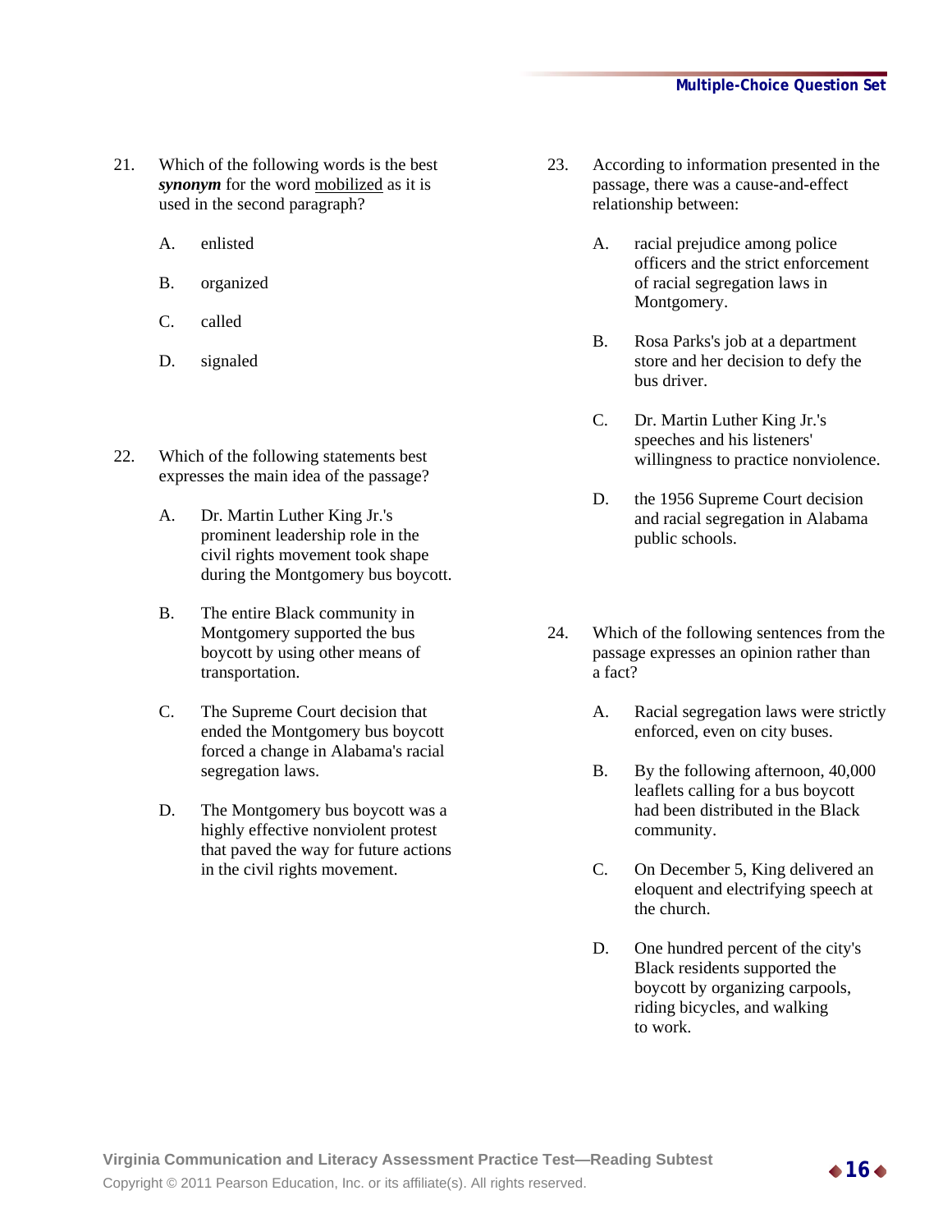21. Which of the following words is the best ***synonym*** for the word <u>mobilized</u> as it is used in the second paragraph?

    A. enlisted

    B. organized

    C. called

    D. signaled

22. Which of the following statements best expresses the main idea of the passage?

    A. Dr. Martin Luther King Jr.'s prominent leadership role in the civil rights movement took shape during the Montgomery bus boycott.

    B. The entire Black community in Montgomery supported the bus boycott by using other means of transportation.

    C. The Supreme Court decision that ended the Montgomery bus boycott forced a change in Alabama's racial segregation laws.

    D. The Montgomery bus boycott was a highly effective nonviolent protest that paved the way for future actions in the civil rights movement.

23. According to information presented in the passage, there was a cause-and-effect relationship between:

    A. racial prejudice among police officers and the strict enforcement of racial segregation laws in Montgomery.

    B. Rosa Parks's job at a department store and her decision to defy the bus driver.

    C. Dr. Martin Luther King Jr.'s speeches and his listeners' willingness to practice nonviolence.

    D. the 1956 Supreme Court decision and racial segregation in Alabama public schools.

24. Which of the following sentences from the passage expresses an opinion rather than a fact?

    A. Racial segregation laws were strictly enforced, even on city buses.

    B. By the following afternoon, 40,000 leaflets calling for a bus boycott had been distributed in the Black community.

    C. On December 5, King delivered an eloquent and electrifying speech at the church.

    D. One hundred percent of the city's Black residents supported the boycott by organizing carpools, riding bicycles, and walking to work.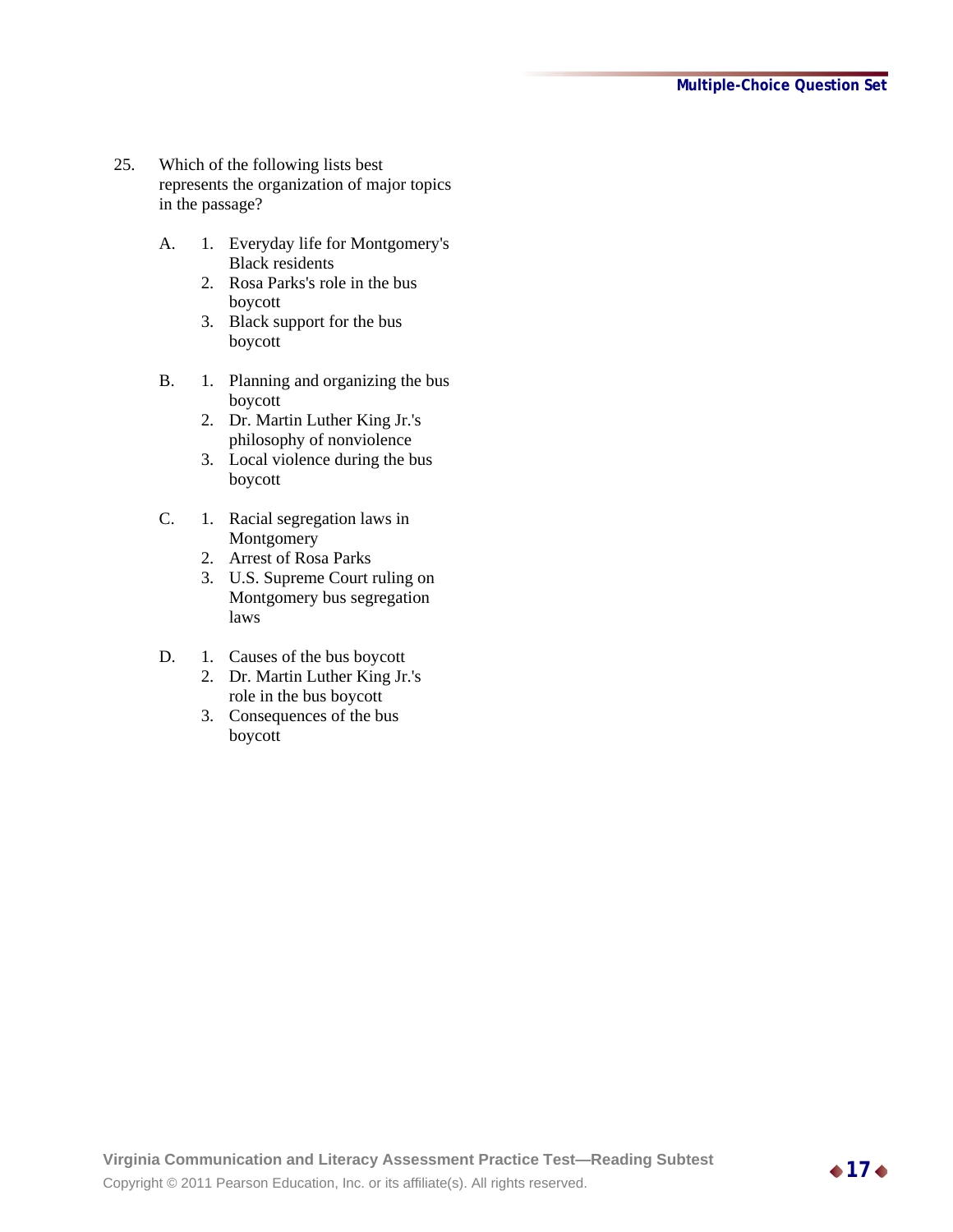25. Which of the following lists best represents the organization of major topics in the passage?

    A. 1. Everyday life for Montgomery's Black residents
       2. Rosa Parks's role in the bus boycott
       3. Black support for the bus boycott

    B. 1. Planning and organizing the bus boycott
       2. Dr. Martin Luther King Jr.'s philosophy of nonviolence
       3. Local violence during the bus boycott

    C. 1. Racial segregation laws in Montgomery
       2. Arrest of Rosa Parks
       3. U.S. Supreme Court ruling on Montgomery bus segregation laws

    D. 1. Causes of the bus boycott
       2. Dr. Martin Luther King Jr.'s role in the bus boycott
       3. Consequences of the bus boycott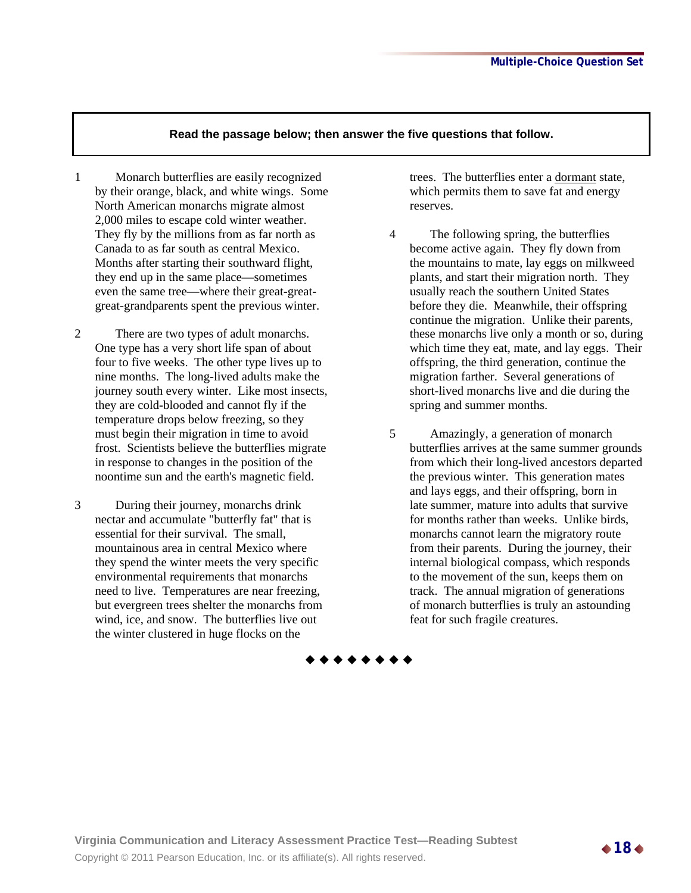**Read the passage below; then answer the five questions that follow.**

1 Monarch butterflies are easily recognized by their orange, black, and white wings. Some North American monarchs migrate almost 2,000 miles to escape cold winter weather. They fly by the millions from as far north as Canada to as far south as central Mexico. Months after starting their southward flight, they end up in the same place—sometimes even the same tree—where their great-great-great-grandparents spent the previous winter.

2 There are two types of adult monarchs. One type has a very short life span of about four to five weeks. The other type lives up to nine months. The long-lived adults make the journey south every winter. Like most insects, they are cold-blooded and cannot fly if the temperature drops below freezing, so they must begin their migration in time to avoid frost. Scientists believe the butterflies migrate in response to changes in the position of the noontime sun and the earth's magnetic field.

3 During their journey, monarchs drink nectar and accumulate "butterfly fat" that is essential for their survival. The small, mountainous area in central Mexico where they spend the winter meets the very specific environmental requirements that monarchs need to live. Temperatures are near freezing, but evergreen trees shelter the monarchs from wind, ice, and snow. The butterflies live out the winter clustered in huge flocks on the trees. The butterflies enter a <u>dormant</u> state, which permits them to save fat and energy reserves.

4 The following spring, the butterflies become active again. They fly down from the mountains to mate, lay eggs on milkweed plants, and start their migration north. They usually reach the southern United States before they die. Meanwhile, their offspring continue the migration. Unlike their parents, these monarchs live only a month or so, during which time they eat, mate, and lay eggs. Their offspring, the third generation, continue the migration farther. Several generations of short-lived monarchs live and die during the spring and summer months.

5 Amazingly, a generation of monarch butterflies arrives at the same summer grounds from which their long-lived ancestors departed the previous winter. This generation mates and lays eggs, and their offspring, born in late summer, mature into adults that survive for months rather than weeks. Unlike birds, monarchs cannot learn the migratory route from their parents. During the journey, their internal biological compass, which responds to the movement of the sun, keeps them on track. The annual migration of generations of monarch butterflies is truly an astounding feat for such fragile creatures.

◆ ◆ ◆ ◆ ◆ ◆ ◆ ◆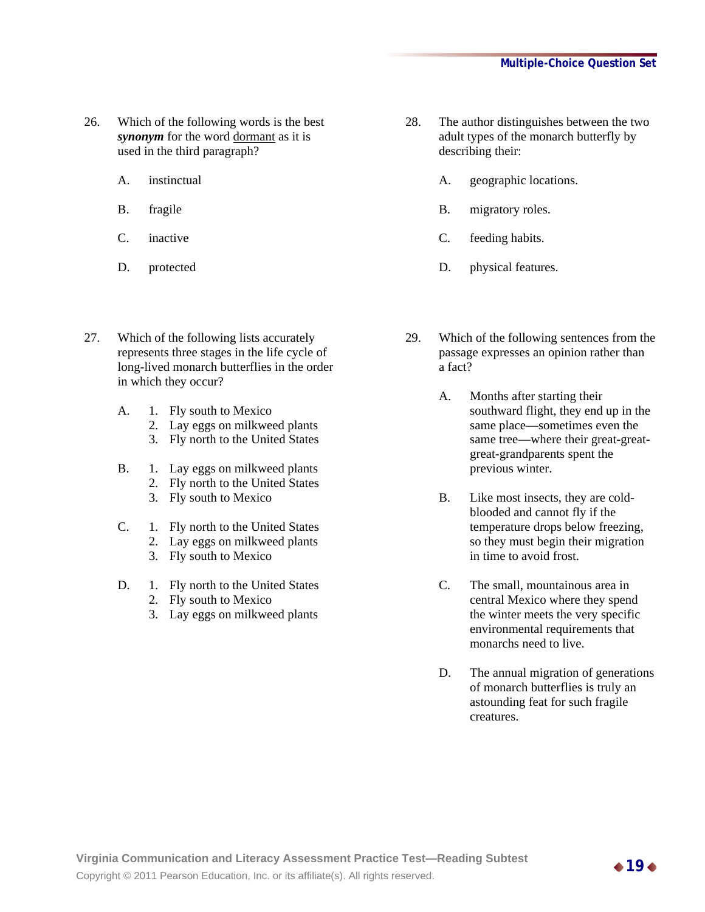26. Which of the following words is the best ***synonym*** for the word dormant as it is used in the third paragraph?

    A. instinctual

    B. fragile

    C. inactive

    D. protected

27. Which of the following lists accurately represents three stages in the life cycle of long-lived monarch butterflies in the order in which they occur?

    A.
    1. Fly south to Mexico
    2. Lay eggs on milkweed plants
    3. Fly north to the United States

    B.
    1. Lay eggs on milkweed plants
    2. Fly north to the United States
    3. Fly south to Mexico

    C.
    1. Fly north to the United States
    2. Lay eggs on milkweed plants
    3. Fly south to Mexico

    D.
    1. Fly north to the United States
    2. Fly south to Mexico
    3. Lay eggs on milkweed plants

28. The author distinguishes between the two adult types of the monarch butterfly by describing their:

    A. geographic locations.

    B. migratory roles.

    C. feeding habits.

    D. physical features.

29. Which of the following sentences from the passage expresses an opinion rather than a fact?

    A. Months after starting their southward flight, they end up in the same place—sometimes even the same tree—where their great-great-great-grandparents spent the previous winter.

    B. Like most insects, they are cold-blooded and cannot fly if the temperature drops below freezing, so they must begin their migration in time to avoid frost.

    C. The small, mountainous area in central Mexico where they spend the winter meets the very specific environmental requirements that monarchs need to live.

    D. The annual migration of generations of monarch butterflies is truly an astounding feat for such fragile creatures.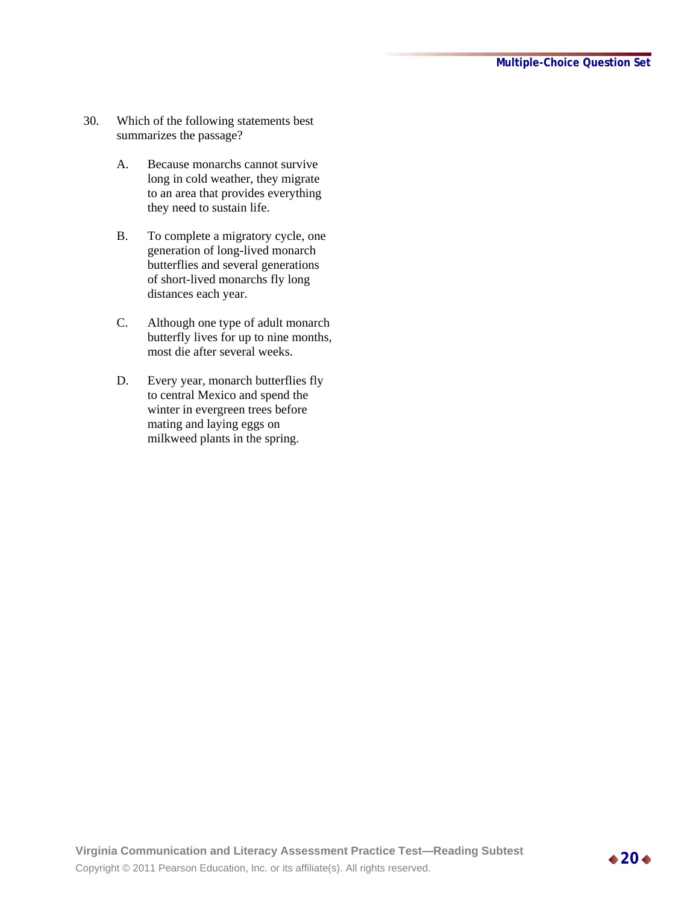30. Which of the following statements best summarizes the passage?

    A. Because monarchs cannot survive long in cold weather, they migrate to an area that provides everything they need to sustain life.

    B. To complete a migratory cycle, one generation of long-lived monarch butterflies and several generations of short-lived monarchs fly long distances each year.

    C. Although one type of adult monarch butterfly lives for up to nine months, most die after several weeks.

    D. Every year, monarch butterflies fly to central Mexico and spend the winter in evergreen trees before mating and laying eggs on milkweed plants in the spring.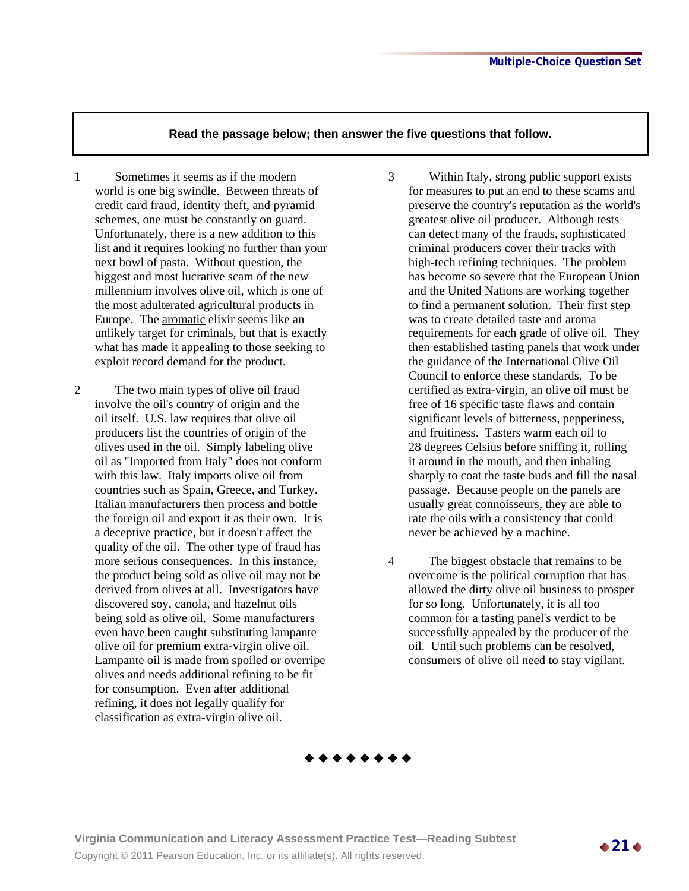**Read the passage below; then answer the five questions that follow.**

1 Sometimes it seems as if the modern world is one big swindle. Between threats of credit card fraud, identity theft, and pyramid schemes, one must be constantly on guard. Unfortunately, there is a new addition to this list and it requires looking no further than your next bowl of pasta. Without question, the biggest and most lucrative scam of the new millennium involves olive oil, which is one of the most adulterated agricultural products in Europe. The <u>aromatic</u> elixir seems like an unlikely target for criminals, but that is exactly what has made it appealing to those seeking to exploit record demand for the product.

2 The two main types of olive oil fraud involve the oil's country of origin and the oil itself. U.S. law requires that olive oil producers list the countries of origin of the olives used in the oil. Simply labeling olive oil as "Imported from Italy" does not conform with this law. Italy imports olive oil from countries such as Spain, Greece, and Turkey. Italian manufacturers then process and bottle the foreign oil and export it as their own. It is a deceptive practice, but it doesn't affect the quality of the oil. The other type of fraud has more serious consequences. In this instance, the product being sold as olive oil may not be derived from olives at all. Investigators have discovered soy, canola, and hazelnut oils being sold as olive oil. Some manufacturers even have been caught substituting lampante olive oil for premium extra-virgin olive oil. Lampante oil is made from spoiled or overripe olives and needs additional refining to be fit for consumption. Even after additional refining, it does not legally qualify for classification as extra-virgin olive oil.

3 Within Italy, strong public support exists for measures to put an end to these scams and preserve the country's reputation as the world's greatest olive oil producer. Although tests can detect many of the frauds, sophisticated criminal producers cover their tracks with high-tech refining techniques. The problem has become so severe that the European Union and the United Nations are working together to find a permanent solution. Their first step was to create detailed taste and aroma requirements for each grade of olive oil. They then established tasting panels that work under the guidance of the International Olive Oil Council to enforce these standards. To be certified as extra-virgin, an olive oil must be free of 16 specific taste flaws and contain significant levels of bitterness, pepperiness, and fruitiness. Tasters warm each oil to 28 degrees Celsius before sniffing it, rolling it around in the mouth, and then inhaling sharply to coat the taste buds and fill the nasal passage. Because people on the panels are usually great connoisseurs, they are able to rate the oils with a consistency that could never be achieved by a machine.

4 The biggest obstacle that remains to be overcome is the political corruption that has allowed the dirty olive oil business to prosper for so long. Unfortunately, it is all too common for a tasting panel's verdict to be successfully appealed by the producer of the oil. Until such problems can be resolved, consumers of olive oil need to stay vigilant.

◆ ◆ ◆ ◆ ◆ ◆ ◆ ◆ ◆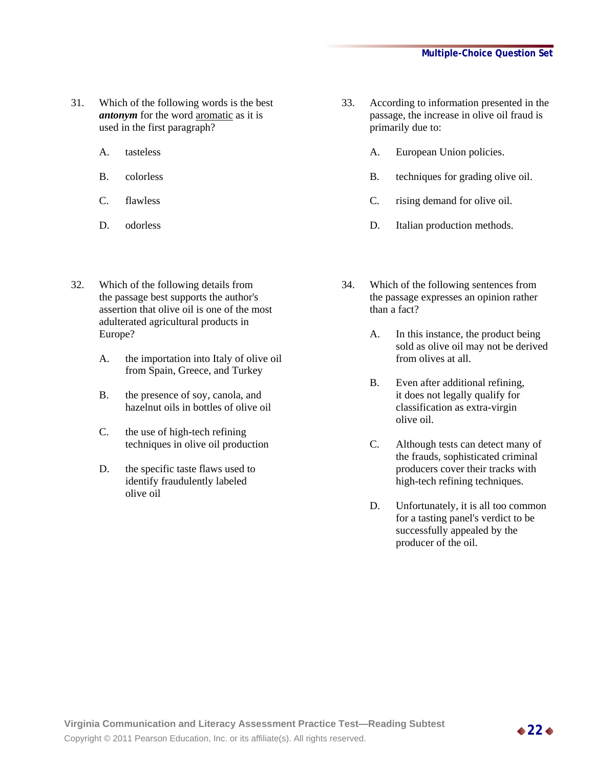31. Which of the following words is the best ***antonym*** for the word aromatic as it is used in the first paragraph?

    A. tasteless

    B. colorless

    C. flawless

    D. odorless

32. Which of the following details from the passage best supports the author's assertion that olive oil is one of the most adulterated agricultural products in Europe?

    A. the importation into Italy of olive oil from Spain, Greece, and Turkey

    B. the presence of soy, canola, and hazelnut oils in bottles of olive oil

    C. the use of high-tech refining techniques in olive oil production

    D. the specific taste flaws used to identify fraudulently labeled olive oil

33. According to information presented in the passage, the increase in olive oil fraud is primarily due to:

    A. European Union policies.

    B. techniques for grading olive oil.

    C. rising demand for olive oil.

    D. Italian production methods.

34. Which of the following sentences from the passage expresses an opinion rather than a fact?

    A. In this instance, the product being sold as olive oil may not be derived from olives at all.

    B. Even after additional refining, it does not legally qualify for classification as extra-virgin olive oil.

    C. Although tests can detect many of the frauds, sophisticated criminal producers cover their tracks with high-tech refining techniques.

    D. Unfortunately, it is all too common for a tasting panel's verdict to be successfully appealed by the producer of the oil.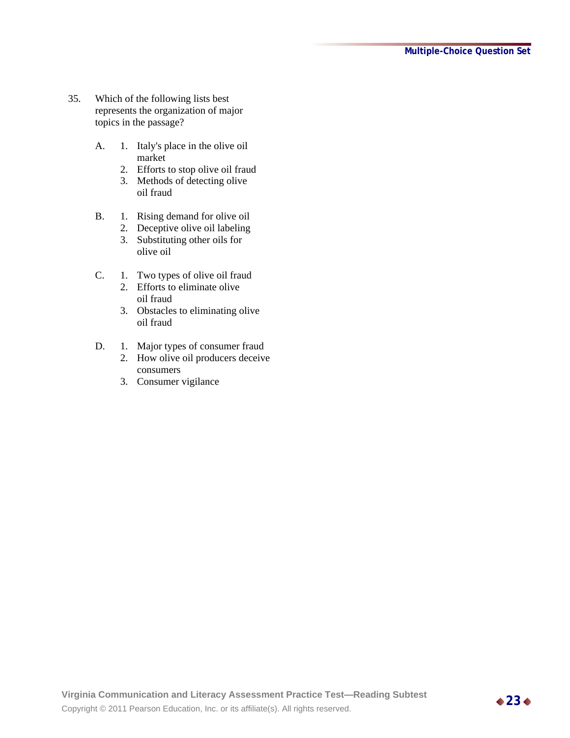35. Which of the following lists best represents the organization of major topics in the passage?

   A. 1. Italy's place in the olive oil market
      2. Efforts to stop olive oil fraud
      3. Methods of detecting olive oil fraud

   B. 1. Rising demand for olive oil
      2. Deceptive olive oil labeling
      3. Substituting other oils for olive oil

   C. 1. Two types of olive oil fraud
      2. Efforts to eliminate olive oil fraud
      3. Obstacles to eliminating olive oil fraud

   D. 1. Major types of consumer fraud
      2. How olive oil producers deceive consumers
      3. Consumer vigilance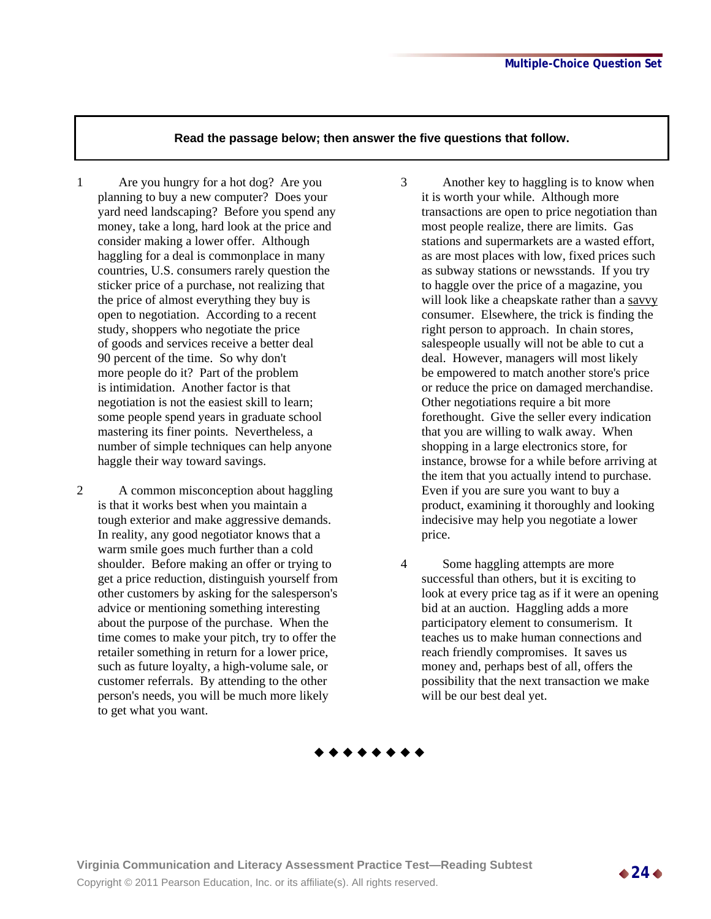**Read the passage below; then answer the five questions that follow.**

1 Are you hungry for a hot dog? Are you planning to buy a new computer? Does your yard need landscaping? Before you spend any money, take a long, hard look at the price and consider making a lower offer. Although haggling for a deal is commonplace in many countries, U.S. consumers rarely question the sticker price of a purchase, not realizing that the price of almost everything they buy is open to negotiation. According to a recent study, shoppers who negotiate the price of goods and services receive a better deal 90 percent of the time. So why don't more people do it? Part of the problem is intimidation. Another factor is that negotiation is not the easiest skill to learn; some people spend years in graduate school mastering its finer points. Nevertheless, a number of simple techniques can help anyone haggle their way toward savings.

2 A common misconception about haggling is that it works best when you maintain a tough exterior and make aggressive demands. In reality, any good negotiator knows that a warm smile goes much further than a cold shoulder. Before making an offer or trying to get a price reduction, distinguish yourself from other customers by asking for the salesperson's advice or mentioning something interesting about the purpose of the purchase. When the time comes to make your pitch, try to offer the retailer something in return for a lower price, such as future loyalty, a high-volume sale, or customer referrals. By attending to the other person's needs, you will be much more likely to get what you want.

3 Another key to haggling is to know when it is worth your while. Although more transactions are open to price negotiation than most people realize, there are limits. Gas stations and supermarkets are a wasted effort, as are most places with low, fixed prices such as subway stations or newsstands. If you try to haggle over the price of a magazine, you will look like a cheapskate rather than a <u>savvy</u> consumer. Elsewhere, the trick is finding the right person to approach. In chain stores, salespeople usually will not be able to cut a deal. However, managers will most likely be empowered to match another store's price or reduce the price on damaged merchandise. Other negotiations require a bit more forethought. Give the seller every indication that you are willing to walk away. When shopping in a large electronics store, for instance, browse for a while before arriving at the item that you actually intend to purchase. Even if you are sure you want to buy a product, examining it thoroughly and looking indecisive may help you negotiate a lower price.

4 Some haggling attempts are more successful than others, but it is exciting to look at every price tag as if it were an opening bid at an auction. Haggling adds a more participatory element to consumerism. It teaches us to make human connections and reach friendly compromises. It saves us money and, perhaps best of all, offers the possibility that the next transaction we make will be our best deal yet.

◆◆◆◆◆◆◆◆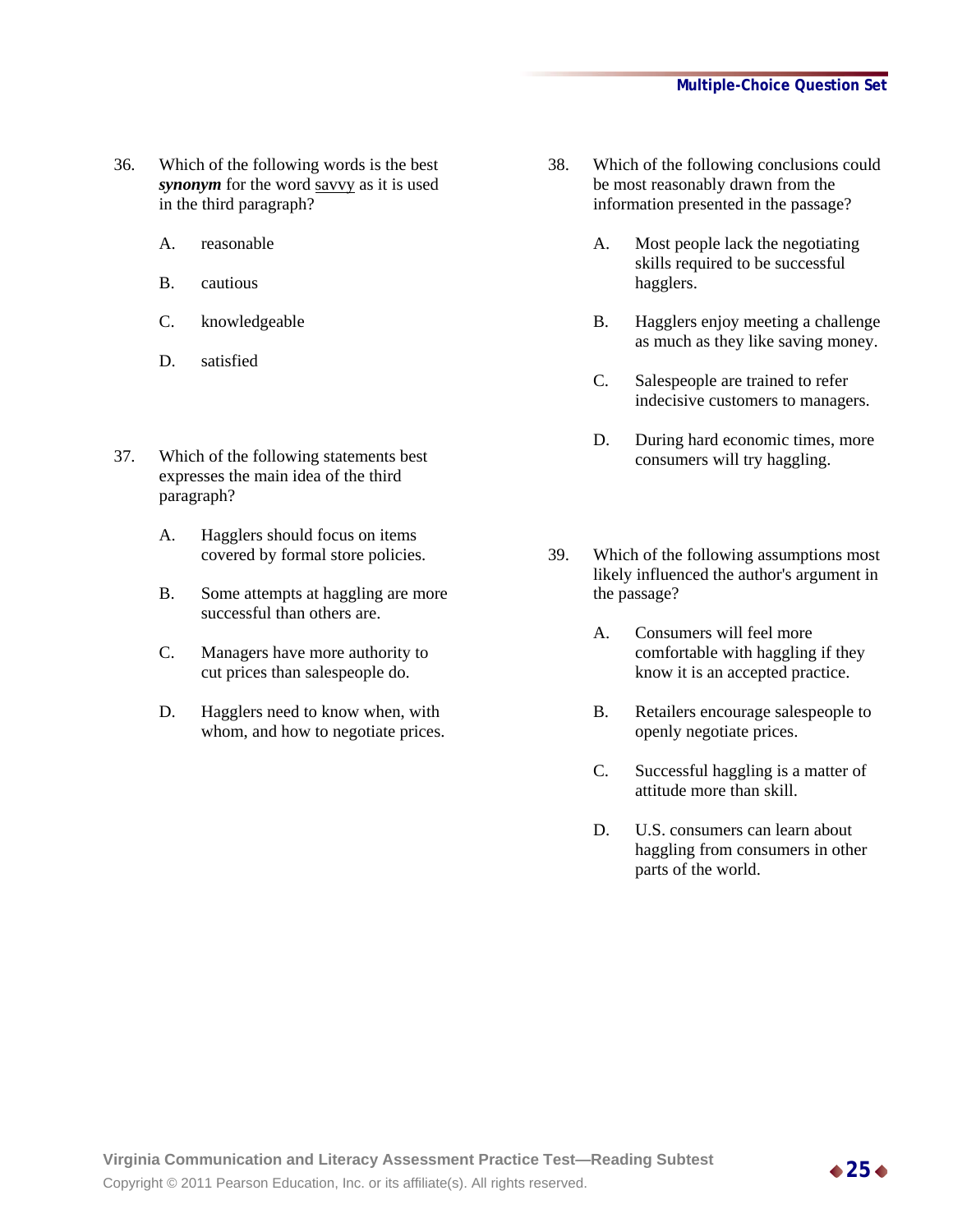36. Which of the following words is the best ***synonym*** for the word <u>savvy</u> as it is used in the third paragraph?

    A. reasonable

    B. cautious

    C. knowledgeable

    D. satisfied

37. Which of the following statements best expresses the main idea of the third paragraph?

    A. Hagglers should focus on items covered by formal store policies.

    B. Some attempts at haggling are more successful than others are.

    C. Managers have more authority to cut prices than salespeople do.

    D. Hagglers need to know when, with whom, and how to negotiate prices.

38. Which of the following conclusions could be most reasonably drawn from the information presented in the passage?

    A. Most people lack the negotiating skills required to be successful hagglers.

    B. Hagglers enjoy meeting a challenge as much as they like saving money.

    C. Salespeople are trained to refer indecisive customers to managers.

    D. During hard economic times, more consumers will try haggling.

39. Which of the following assumptions most likely influenced the author's argument in the passage?

    A. Consumers will feel more comfortable with haggling if they know it is an accepted practice.

    B. Retailers encourage salespeople to openly negotiate prices.

    C. Successful haggling is a matter of attitude more than skill.

    D. U.S. consumers can learn about haggling from consumers in other parts of the world.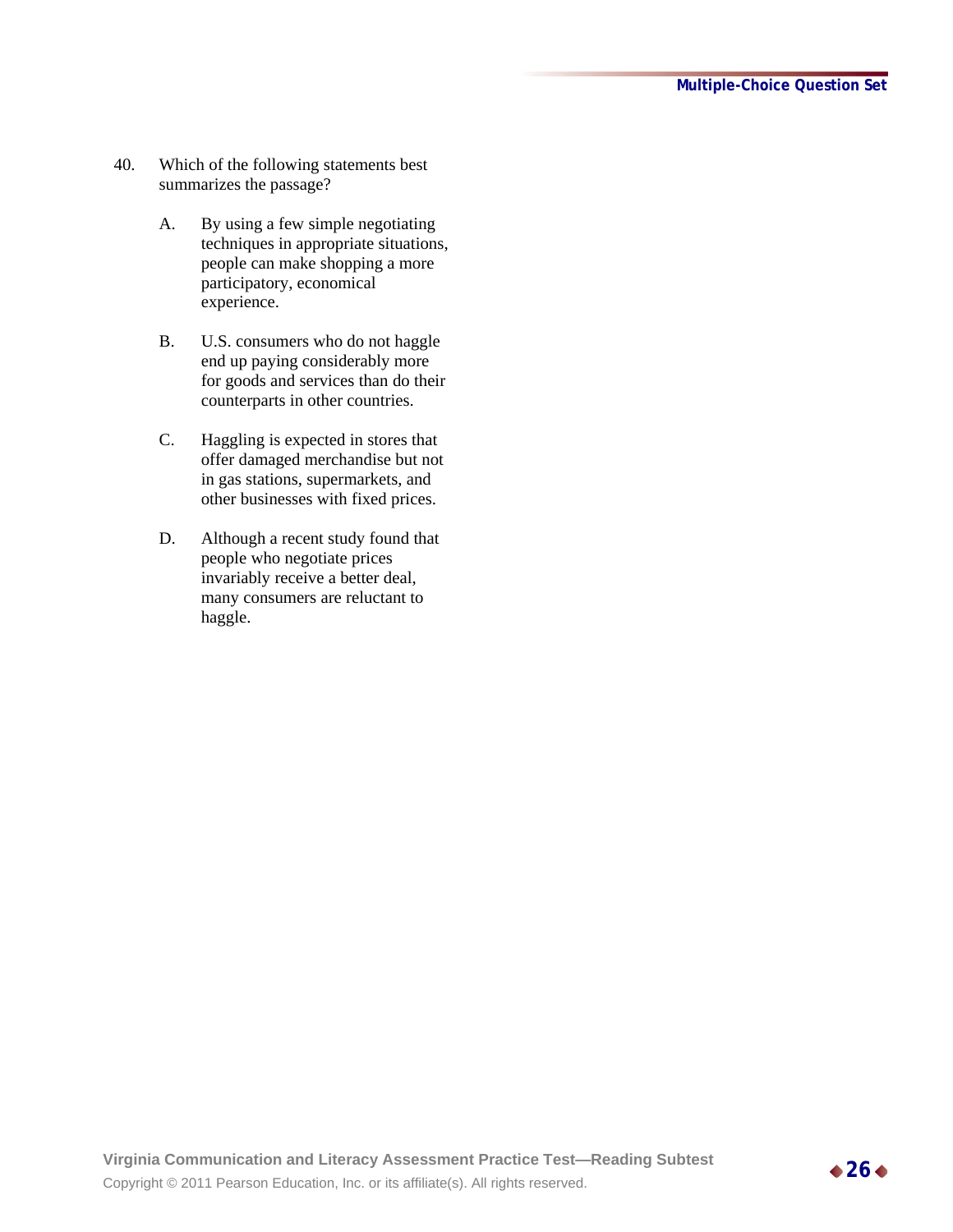40. Which of the following statements best summarizes the passage?

   A. By using a few simple negotiating techniques in appropriate situations, people can make shopping a more participatory, economical experience.

   B. U.S. consumers who do not haggle end up paying considerably more for goods and services than do their counterparts in other countries.

   C. Haggling is expected in stores that offer damaged merchandise but not in gas stations, supermarkets, and other businesses with fixed prices.

   D. Although a recent study found that people who negotiate prices invariably receive a better deal, many consumers are reluctant to haggle.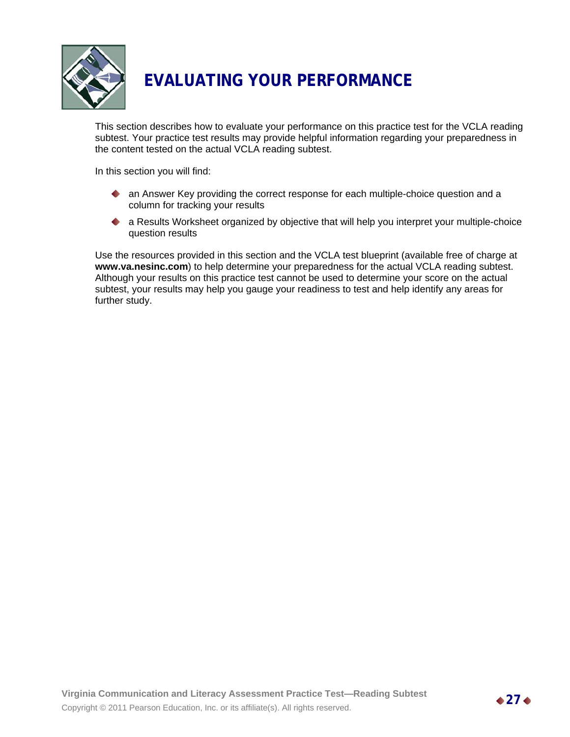# EVALUATING YOUR PERFORMANCE

This section describes how to evaluate your performance on this practice test for the VCLA reading subtest. Your practice test results may provide helpful information regarding your preparedness in the content tested on the actual VCLA reading subtest.

In this section you will find:

- an Answer Key providing the correct response for each multiple-choice question and a column for tracking your results
- a Results Worksheet organized by objective that will help you interpret your multiple-choice question results

Use the resources provided in this section and the VCLA test blueprint (available free of charge at **www.va.nesinc.com**) to help determine your preparedness for the actual VCLA reading subtest. Although your results on this practice test cannot be used to determine your score on the actual subtest, your results may help you gauge your readiness to test and help identify any areas for further study.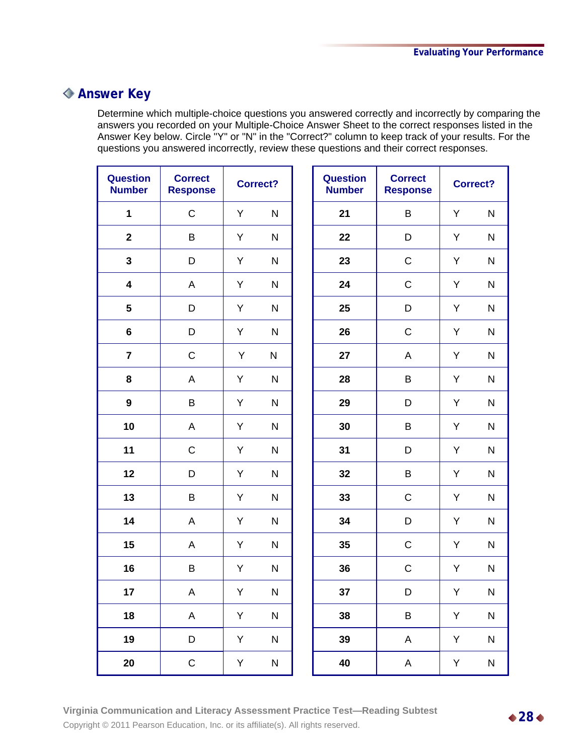## Answer Key

Determine which multiple-choice questions you answered correctly and incorrectly by comparing the answers you recorded on your Multiple-Choice Answer Sheet to the correct responses listed in the Answer Key below. Circle "Y" or "N" in the "Correct?" column to keep track of your results. For the questions you answered incorrectly, review these questions and their correct responses.

| Question Number | Correct Response | Correct? | |
|---|---|---|---|
| 1 | C | Y | N |
| 2 | B | Y | N |
| 3 | D | Y | N |
| 4 | A | Y | N |
| 5 | D | Y | N |
| 6 | D | Y | N |
| 7 | C | Y | N |
| 8 | A | Y | N |
| 9 | B | Y | N |
| 10 | A | Y | N |
| 11 | C | Y | N |
| 12 | D | Y | N |
| 13 | B | Y | N |
| 14 | A | Y | N |
| 15 | A | Y | N |
| 16 | B | Y | N |
| 17 | A | Y | N |
| 18 | A | Y | N |
| 19 | D | Y | N |
| 20 | C | Y | N |

| Question Number | Correct Response | Correct? | |
|---|---|---|---|
| 21 | B | Y | N |
| 22 | D | Y | N |
| 23 | C | Y | N |
| 24 | C | Y | N |
| 25 | D | Y | N |
| 26 | C | Y | N |
| 27 | A | Y | N |
| 28 | B | Y | N |
| 29 | D | Y | N |
| 30 | B | Y | N |
| 31 | D | Y | N |
| 32 | B | Y | N |
| 33 | C | Y | N |
| 34 | D | Y | N |
| 35 | C | Y | N |
| 36 | C | Y | N |
| 37 | D | Y | N |
| 38 | B | Y | N |
| 39 | A | Y | N |
| 40 | A | Y | N |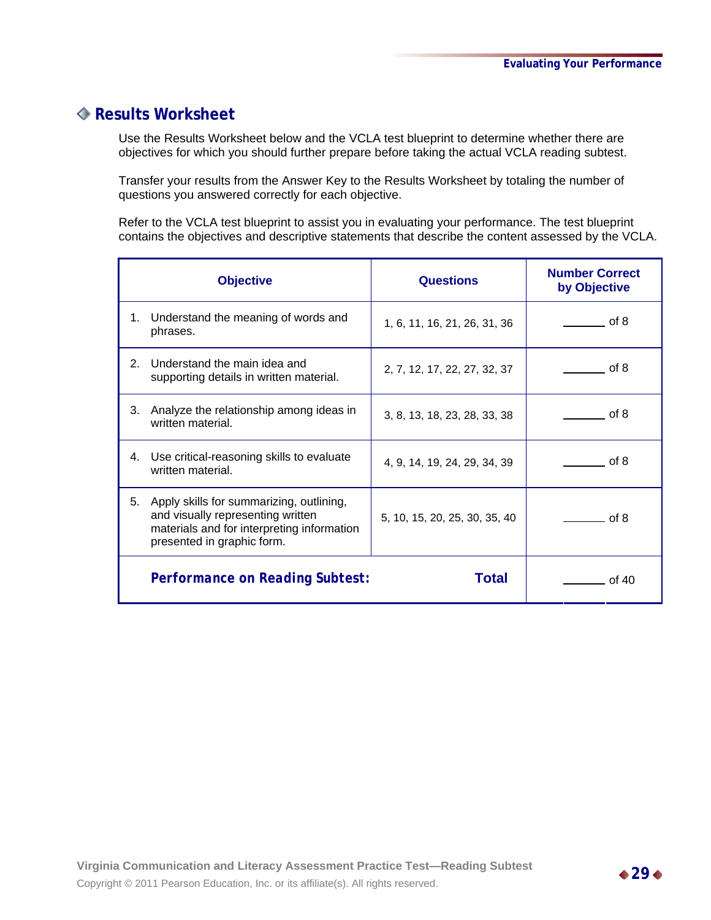## Results Worksheet

Use the Results Worksheet below and the VCLA test blueprint to determine whether there are objectives for which you should further prepare before taking the actual VCLA reading subtest.

Transfer your results from the Answer Key to the Results Worksheet by totaling the number of questions you answered correctly for each objective.

Refer to the VCLA test blueprint to assist you in evaluating your performance. The test blueprint contains the objectives and descriptive statements that describe the content assessed by the VCLA.

| Objective | Questions | Number Correct by Objective |
|---|---|---|
| 1. Understand the meaning of words and phrases. | 1, 6, 11, 16, 21, 26, 31, 36 | ______ of 8 |
| 2. Understand the main idea and supporting details in written material. | 2, 7, 12, 17, 22, 27, 32, 37 | ______ of 8 |
| 3. Analyze the relationship among ideas in written material. | 3, 8, 13, 18, 23, 28, 33, 38 | ______ of 8 |
| 4. Use critical-reasoning skills to evaluate written material. | 4, 9, 14, 19, 24, 29, 34, 39 | ______ of 8 |
| 5. Apply skills for summarizing, outlining, and visually representing written materials and for interpreting information presented in graphic form. | 5, 10, 15, 20, 25, 30, 35, 40 | ______ of 8 |
| **Performance on Reading Subtest:** | **Total** | ______ of 40 |